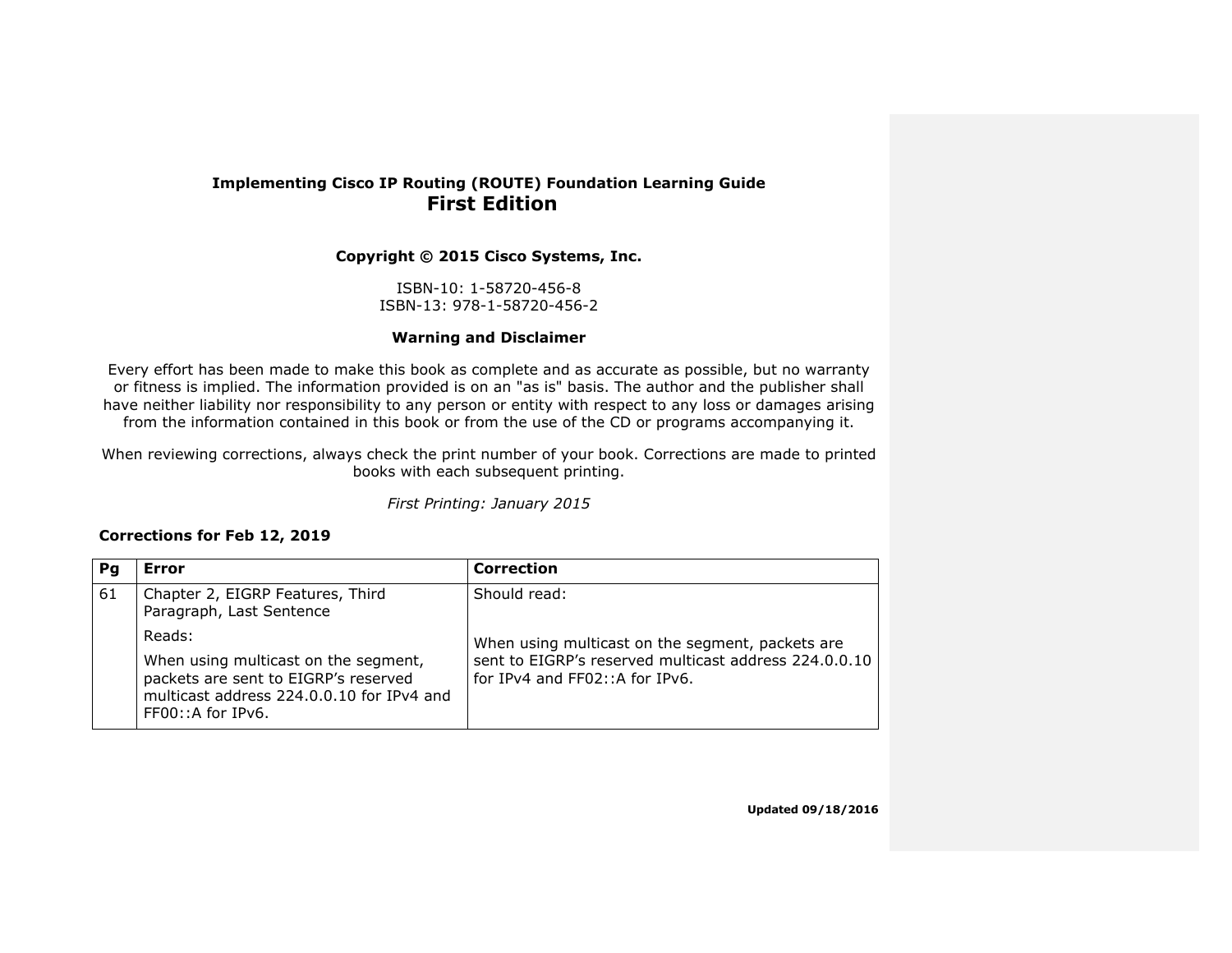**Implementing Cisco IP Routing (ROUTE) Foundation Learning Guide**

# First Edition

**Copyright © 2015 Cisco Systems, Inc.**

ISBN-10: 1-58720-456-8
ISBN-13: 978-1-58720-456-2

**Warning and Disclaimer**

Every effort has been made to make this book as complete and as accurate as possible, but no warranty or fitness is implied. The information provided is on an "as is" basis. The author and the publisher shall have neither liability nor responsibility to any person or entity with respect to any loss or damages arising from the information contained in this book or from the use of the CD or programs accompanying it.

When reviewing corrections, always check the print number of your book. Corrections are made to printed books with each subsequent printing.

*First Printing: January 2015*

**Corrections for Feb 12, 2019**

| Pg | Error | Correction |
| --- | --- | --- |
| 61 | Chapter 2, EIGRP Features, Third Paragraph, Last Sentence<br><br>Reads:<br><br>When using multicast on the segment, packets are sent to EIGRP's reserved multicast address 224.0.0.10 for IPv4 and FF00::A for IPv6. | Should read:<br><br>When using multicast on the segment, packets are sent to EIGRP's reserved multicast address 224.0.0.10 for IPv4 and FF02::A for IPv6. |

**Updated 09/18/2016**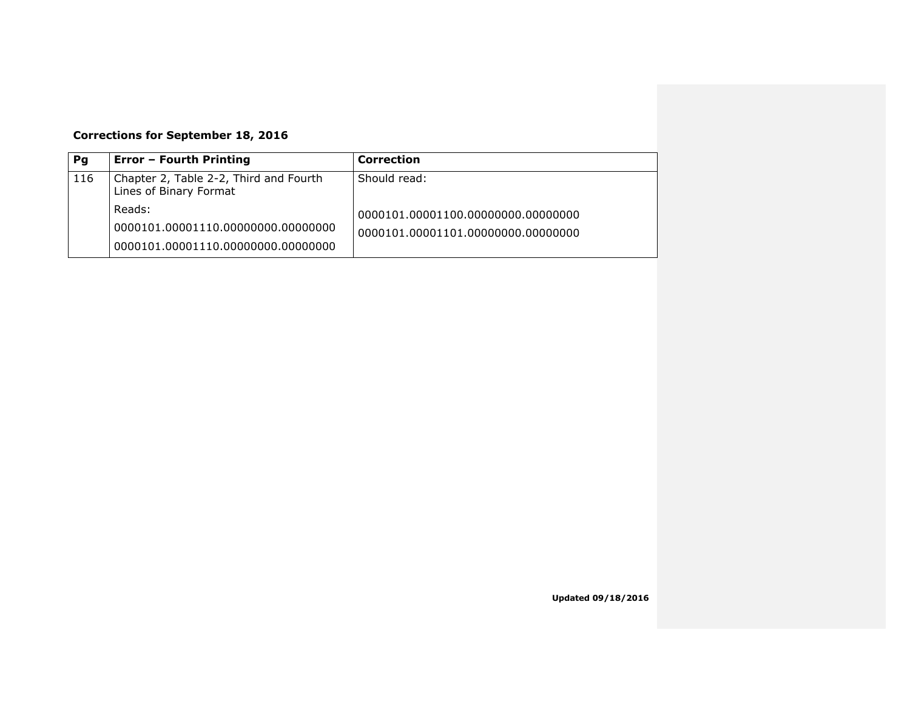**Corrections for September 18, 2016**

| Pg | Error – Fourth Printing | Correction |
| --- | --- | --- |
| 116 | Chapter 2, Table 2-2, Third and Fourth Lines of Binary Format<br>Reads:<br>0000101.00001110.00000000.00000000<br>0000101.00001110.00000000.00000000 | Should read:<br><br>0000101.00001100.00000000.00000000<br>0000101.00001101.00000000.00000000 |

**Updated 09/18/2016**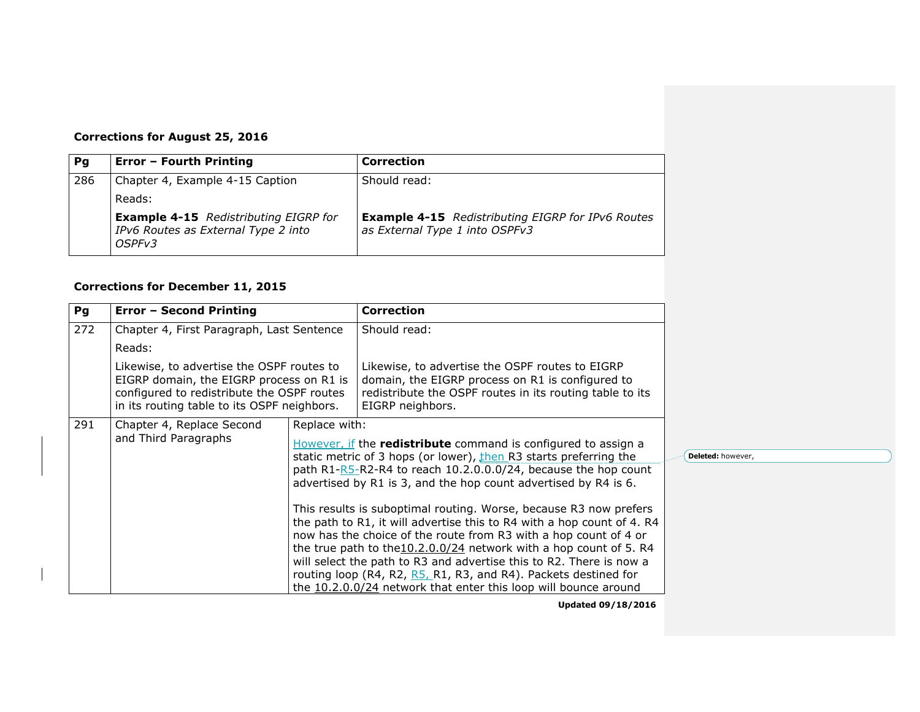**Corrections for August 25, 2016**

| Pg | Error – Fourth Printing | Correction |
| --- | --- | --- |
| 286 | Chapter 4, Example 4-15 Caption<br>Reads:<br>**Example 4-15** *Redistributing EIGRP for IPv6 Routes as External Type 2 into OSPFv3* | Should read:<br><br>**Example 4-15** *Redistributing EIGRP for IPv6 Routes as External Type 1 into OSPFv3* |

**Corrections for December 11, 2015**

| Pg | Error – Second Printing | Correction |
| --- | --- | --- |
| 272 | Chapter 4, First Paragraph, Last Sentence<br>Reads:<br>Likewise, to advertise the OSPF routes to EIGRP domain, the EIGRP process on R1 is configured to redistribute the OSPF routes in its routing table to its OSPF neighbors. | Should read:<br><br>Likewise, to advertise the OSPF routes to EIGRP domain, the EIGRP process on R1 is configured to redistribute the OSPF routes in its routing table to its EIGRP neighbors. |
| 291 | Chapter 4, Replace Second and Third Paragraphs | Replace with:<br>However, if the **redistribute** command is configured to assign a static metric of 3 hops (or lower), then R3 starts preferring the path R1-R5-R2-R4 to reach 10.2.0.0.0/24, because the hop count advertised by R1 is 3, and the hop count advertised by R4 is 6.<br><br>This results is suboptimal routing. Worse, because R3 now prefers the path to R1, it will advertise this to R4 with a hop count of 4. R4 now has the choice of the route from R3 with a hop count of 4 or the true path to the10.2.0.0/24 network with a hop count of 5. R4 will select the path to R3 and advertise this to R2. There is now a routing loop (R4, R2, R5, R1, R3, and R4). Packets destined for the 10.2.0.0/24 network that enter this loop will bounce around |

Deleted: however,

Updated 09/18/2016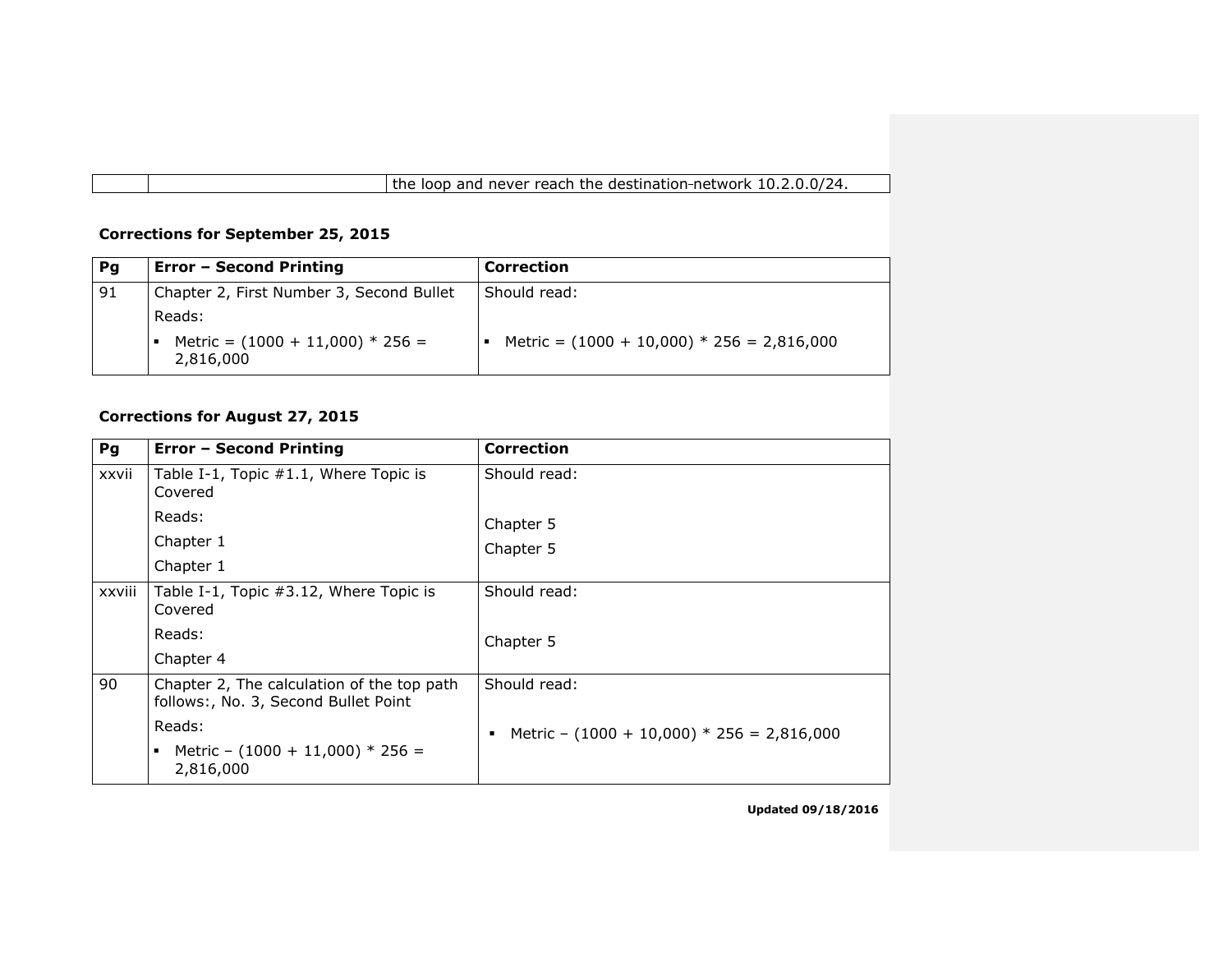| | | the loop and never reach the destination network 10.2.0.0/24. |
|---|---|---|

**Corrections for September 25, 2015**

| Pg | Error – Second Printing | Correction |
|---|---|---|
| 91 | Chapter 2, First Number 3, Second Bullet<br>Reads:<br>▪ Metric = (1000 + 11,000) * 256 = 2,816,000 | Should read:<br>▪ Metric = (1000 + 10,000) * 256 = 2,816,000 |

**Corrections for August 27, 2015**

| Pg | Error – Second Printing | Correction |
|---|---|---|
| xxvii | Table I-1, Topic #1.1, Where Topic is Covered<br>Reads:<br>Chapter 1<br>Chapter 1 | Should read:<br>Chapter 5<br>Chapter 5 |
| xxviii | Table I-1, Topic #3.12, Where Topic is Covered<br>Reads:<br>Chapter 4 | Should read:<br>Chapter 5 |
| 90 | Chapter 2, The calculation of the top path follows:, No. 3, Second Bullet Point<br>Reads:<br>▪ Metric – (1000 + 11,000) * 256 = 2,816,000 | Should read:<br>▪ Metric – (1000 + 10,000) * 256 = 2,816,000 |

**Updated 09/18/2016**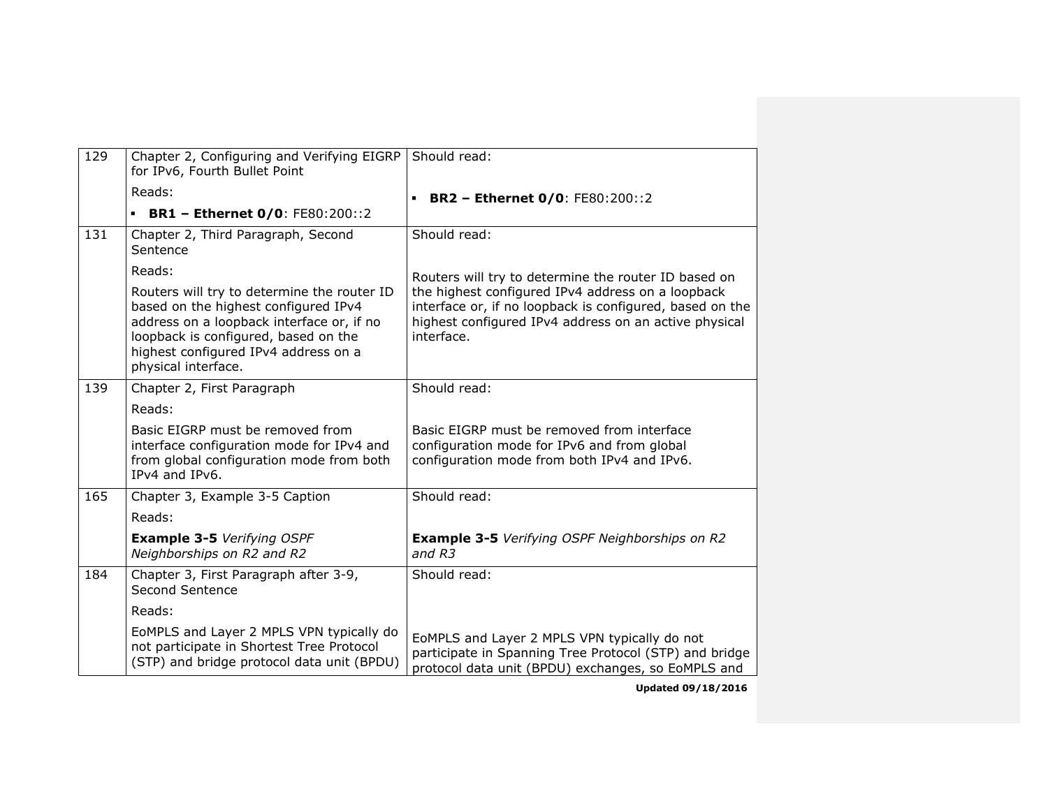| | | |
|---|---|---|
| 129 | Chapter 2, Configuring and Verifying EIGRP for IPv6, Fourth Bullet Point<br><br>Reads:<br><br>▪ **BR1 – Ethernet 0/0**: FE80:200::2 | Should read:<br><br>▪ **BR2 – Ethernet 0/0**: FE80:200::2 |
| 131 | Chapter 2, Third Paragraph, Second Sentence<br><br>Reads:<br><br>Routers will try to determine the router ID based on the highest configured IPv4 address on a loopback interface or, if no loopback is configured, based on the highest configured IPv4 address on a physical interface. | Should read:<br><br>Routers will try to determine the router ID based on the highest configured IPv4 address on a loopback interface or, if no loopback is configured, based on the highest configured IPv4 address on an active physical interface. |
| 139 | Chapter 2, First Paragraph<br><br>Reads:<br><br>Basic EIGRP must be removed from interface configuration mode for IPv4 and from global configuration mode from both IPv4 and IPv6. | Should read:<br><br>Basic EIGRP must be removed from interface configuration mode for IPv6 and from global configuration mode from both IPv4 and IPv6. |
| 165 | Chapter 3, Example 3-5 Caption<br><br>Reads:<br><br>**Example 3-5** *Verifying OSPF Neighborships on R2 and R2* | Should read:<br><br>**Example 3-5** *Verifying OSPF Neighborships on R2 and R3* |
| 184 | Chapter 3, First Paragraph after 3-9, Second Sentence<br><br>Reads:<br><br>EoMPLS and Layer 2 MPLS VPN typically do not participate in Shortest Tree Protocol (STP) and bridge protocol data unit (BPDU) | Should read:<br><br>EoMPLS and Layer 2 MPLS VPN typically do not participate in Spanning Tree Protocol (STP) and bridge protocol data unit (BPDU) exchanges, so EoMPLS and |

Updated 09/18/2016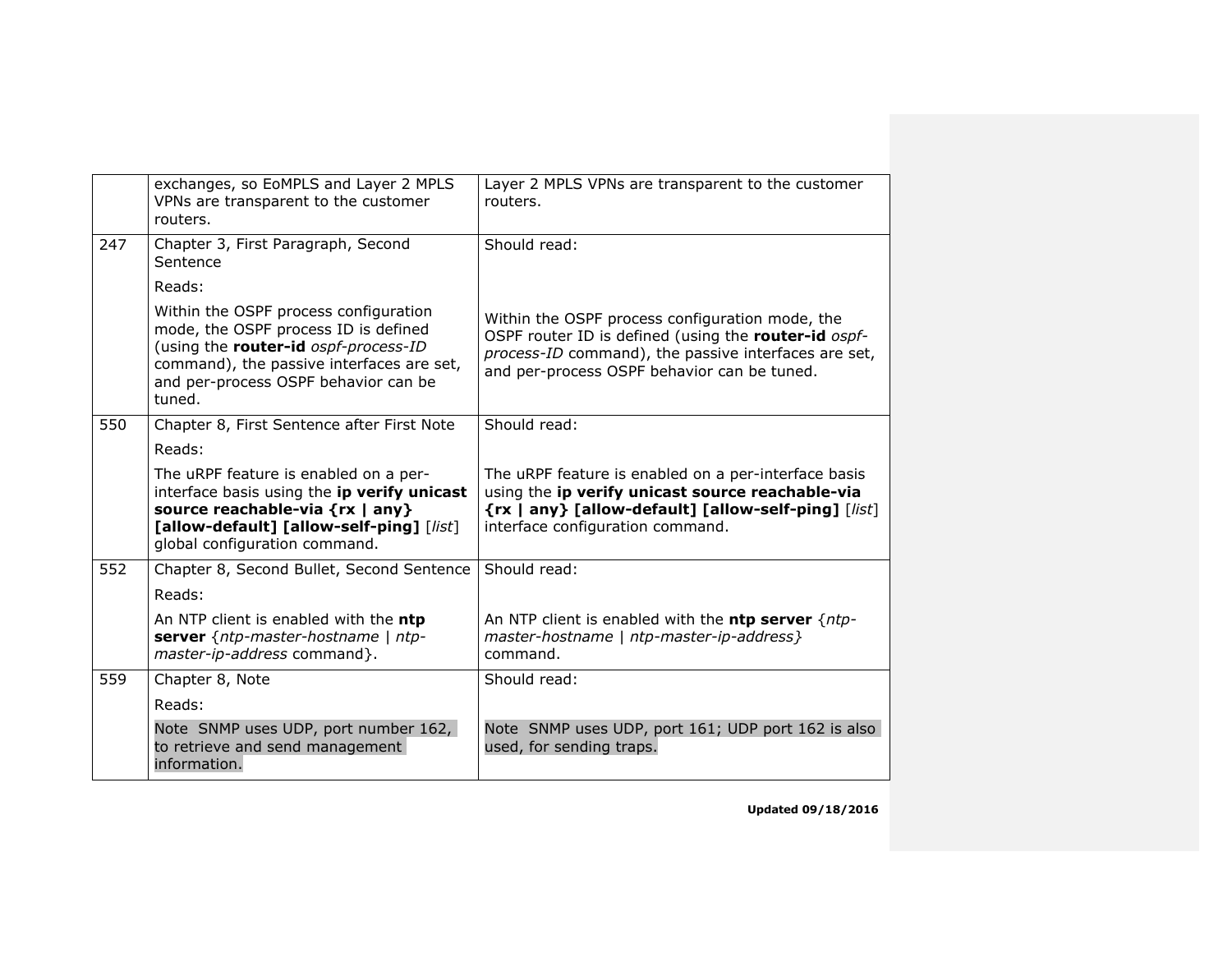| | | |
|---|---|---|
| | exchanges, so EoMPLS and Layer 2 MPLS VPNs are transparent to the customer routers. | Layer 2 MPLS VPNs are transparent to the customer routers. |
| 247 | Chapter 3, First Paragraph, Second Sentence<br><br>Reads:<br><br>Within the OSPF process configuration mode, the OSPF process ID is defined (using the **router-id** *ospf-process-ID* command), the passive interfaces are set, and per-process OSPF behavior can be tuned. | Should read:<br><br>Within the OSPF process configuration mode, the OSPF router ID is defined (using the **router-id** *ospf-process-ID* command), the passive interfaces are set, and per-process OSPF behavior can be tuned. |
| 550 | Chapter 8, First Sentence after First Note<br><br>Reads:<br><br>The uRPF feature is enabled on a per-interface basis using the **ip verify unicast source reachable-via {rx \| any} [allow-default] [allow-self-ping]** [*list*] global configuration command. | Should read:<br><br>The uRPF feature is enabled on a per-interface basis using the **ip verify unicast source reachable-via {rx \| any} [allow-default] [allow-self-ping]** [*list*] interface configuration command. |
| 552 | Chapter 8, Second Bullet, Second Sentence<br><br>Reads:<br><br>An NTP client is enabled with the **ntp server** {*ntp-master-hostname* \| *ntp-master-ip-address* command}. | Should read:<br><br>An NTP client is enabled with the **ntp server** {*ntp-master-hostname* \| *ntp-master-ip-address}* command. |
| 559 | Chapter 8, Note<br><br>Reads:<br><br>Note SNMP uses UDP, port number 162, to retrieve and send management information. | Should read:<br><br>Note SNMP uses UDP, port 161; UDP port 162 is also used, for sending traps. |

**Updated 09/18/2016**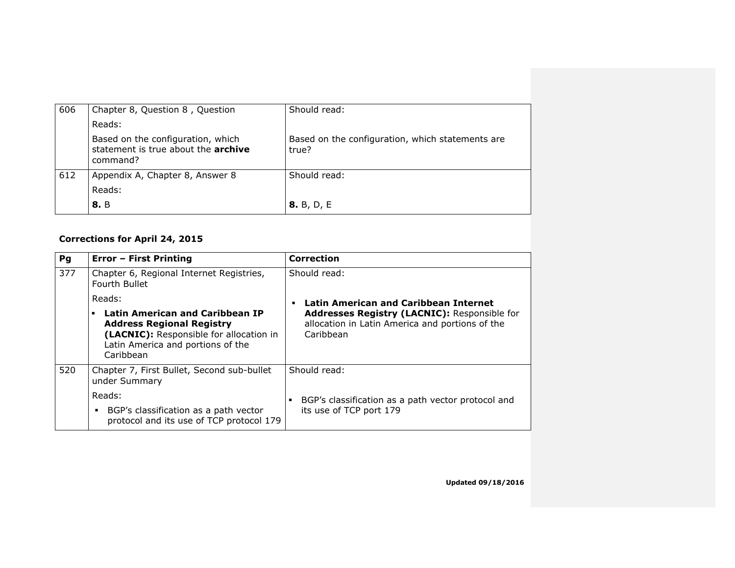| 606 | Chapter 8, Question 8 , Question<br>Reads:<br>Based on the configuration, which statement is true about the **archive** command? | Should read:<br>Based on the configuration, which statements are true? |
|---|---|---|
| 612 | Appendix A, Chapter 8, Answer 8<br>Reads:<br>**8.** B | Should read:<br>**8.** B, D, E |

**Corrections for April 24, 2015**

| Pg | Error – First Printing | Correction |
|---|---|---|
| 377 | Chapter 6, Regional Internet Registries, Fourth Bullet<br>Reads:<br>▪ **Latin American and Caribbean IP Address Regional Registry (LACNIC):** Responsible for allocation in Latin America and portions of the Caribbean | Should read:<br>▪ **Latin American and Caribbean Internet Addresses Registry (LACNIC):** Responsible for allocation in Latin America and portions of the Caribbean |
| 520 | Chapter 7, First Bullet, Second sub-bullet under Summary<br>Reads:<br>▪ BGP's classification as a path vector protocol and its use of TCP protocol 179 | Should read:<br>▪ BGP's classification as a path vector protocol and its use of TCP port 179 |

**Updated 09/18/2016**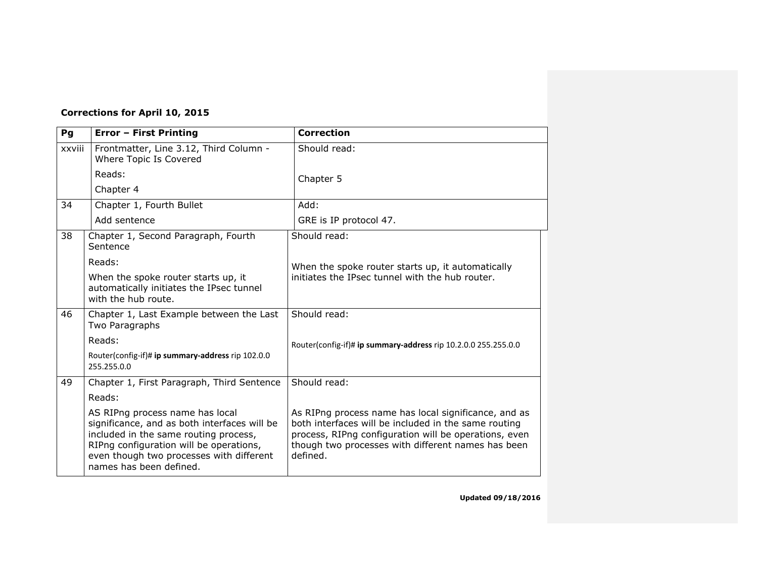**Corrections for April 10, 2015**

| Pg | Error – First Printing | Correction |
|---|---|---|
| xxviii | Frontmatter, Line 3.12, Third Column - Where Topic Is Covered<br><br>Reads:<br><br>Chapter 4 | Should read:<br><br>Chapter 5 |
| 34 | Chapter 1, Fourth Bullet<br><br>Add sentence | Add:<br><br>GRE is IP protocol 47. |
| 38 | Chapter 1, Second Paragraph, Fourth Sentence<br><br>Reads:<br><br>When the spoke router starts up, it automatically initiates the IPsec tunnel with the hub route. | Should read:<br><br>When the spoke router starts up, it automatically initiates the IPsec tunnel with the hub router. |
| 46 | Chapter 1, Last Example between the Last Two Paragraphs<br><br>Reads:<br><br>Router(config-if)# **ip summary-address** rip 102.0.0 255.255.0.0 | Should read:<br><br>Router(config-if)# **ip summary-address** rip 10.2.0.0 255.255.0.0 |
| 49 | Chapter 1, First Paragraph, Third Sentence<br><br>Reads:<br><br>AS RIPng process name has local significance, and as both interfaces will be included in the same routing process, RIPng configuration will be operations, even though two processes with different names has been defined. | Should read:<br><br>As RIPng process name has local significance, and as both interfaces will be included in the same routing process, RIPng configuration will be operations, even though two processes with different names has been defined. |

**Updated 09/18/2016**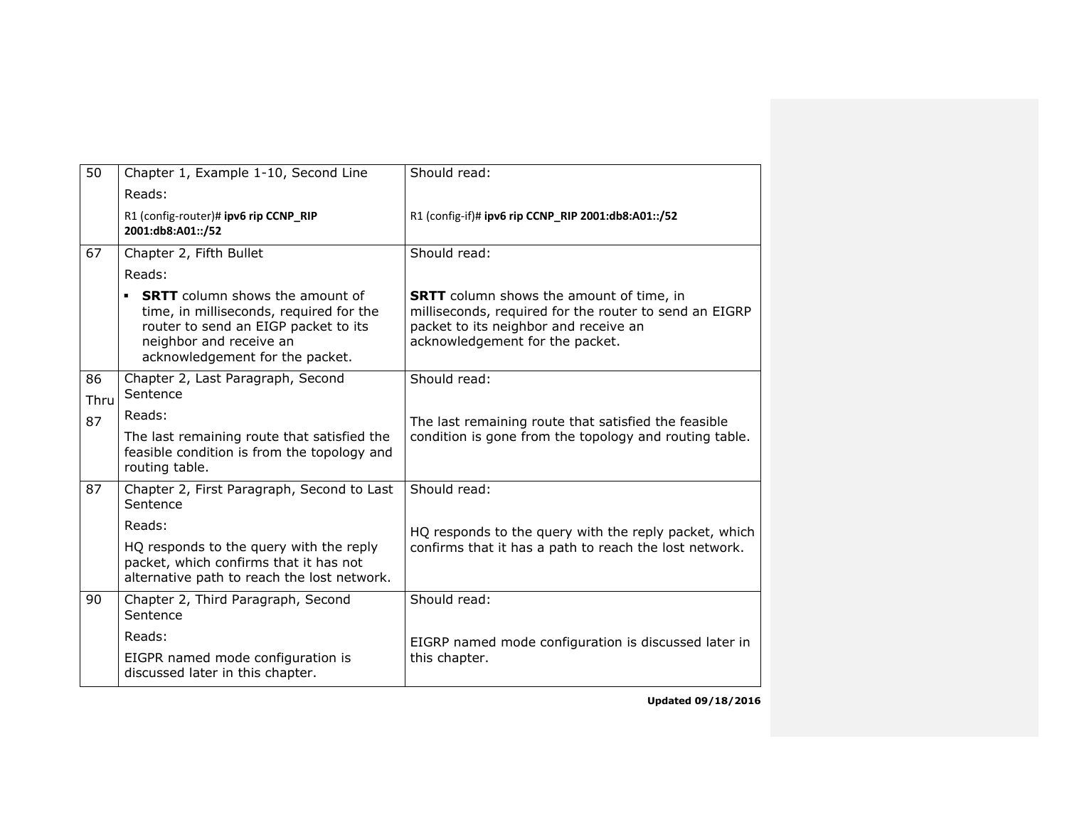| | | |
|---|---|---|
| 50 | Chapter 1, Example 1-10, Second Line<br>Reads:<br>R1 (config-router)# **ipv6 rip CCNP_RIP 2001:db8:A01::/52** | Should read:<br><br>R1 (config-if)# **ipv6 rip CCNP_RIP 2001:db8:A01::/52** |
| 67 | Chapter 2, Fifth Bullet<br>Reads:<br>▪ **SRTT** column shows the amount of time, in milliseconds, required for the router to send an EIGP packet to its neighbor and receive an acknowledgement for the packet. | Should read:<br><br>**SRTT** column shows the amount of time, in milliseconds, required for the router to send an EIGRP packet to its neighbor and receive an acknowledgement for the packet. |
| 86 Thru 87 | Chapter 2, Last Paragraph, Second Sentence<br>Reads:<br>The last remaining route that satisfied the feasible condition is from the topology and routing table. | Should read:<br><br>The last remaining route that satisfied the feasible condition is gone from the topology and routing table. |
| 87 | Chapter 2, First Paragraph, Second to Last Sentence<br>Reads:<br>HQ responds to the query with the reply packet, which confirms that it has not alternative path to reach the lost network. | Should read:<br><br>HQ responds to the query with the reply packet, which confirms that it has a path to reach the lost network. |
| 90 | Chapter 2, Third Paragraph, Second Sentence<br>Reads:<br>EIGPR named mode configuration is discussed later in this chapter. | Should read:<br><br>EIGRP named mode configuration is discussed later in this chapter. |

**Updated 09/18/2016**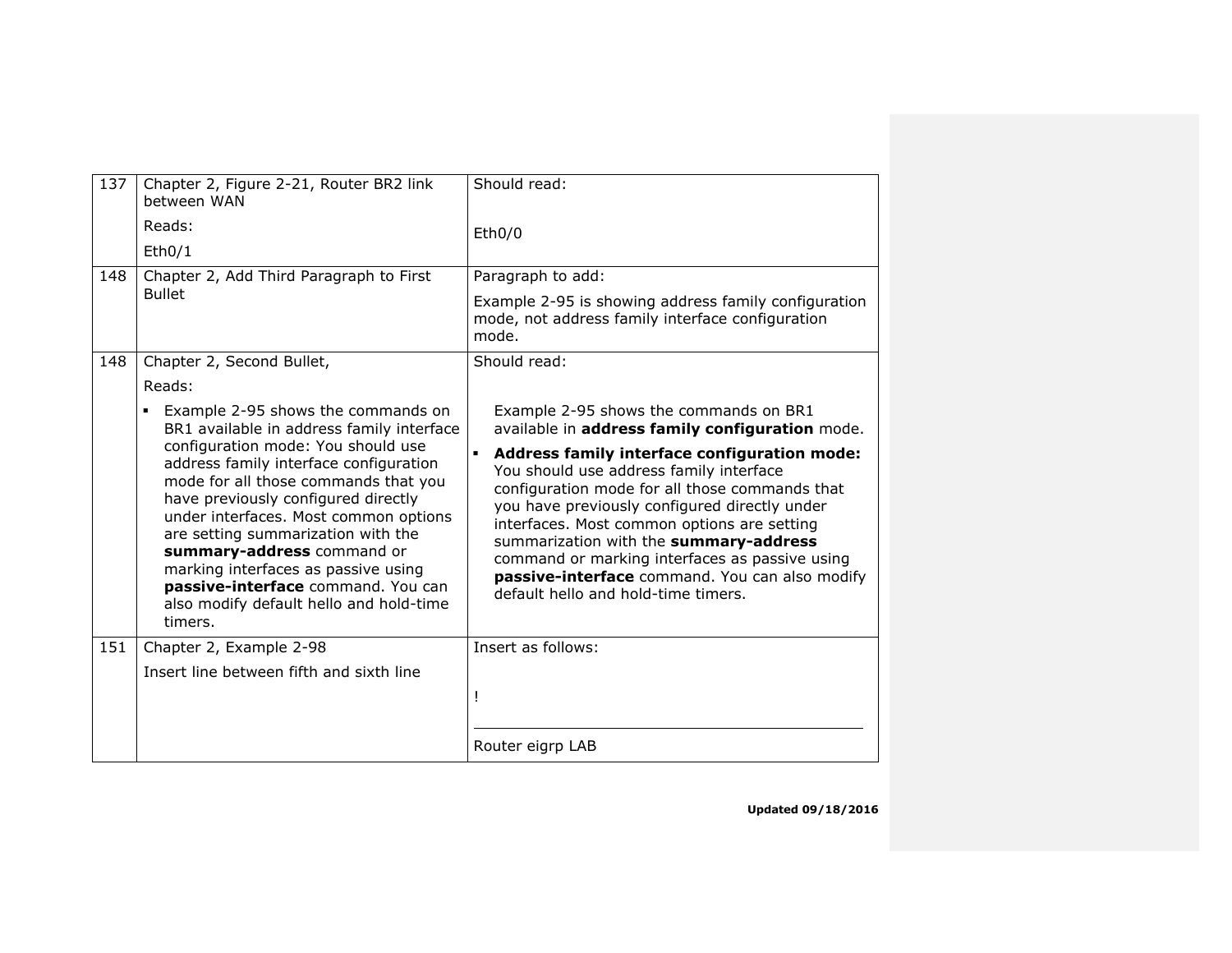| 137 | Chapter 2, Figure 2-21, Router BR2 link between WAN<br><br>Reads:<br><br>Eth0/1 | Should read:<br><br>Eth0/0 |
|---|---|---|
| 148 | Chapter 2, Add Third Paragraph to First Bullet | Paragraph to add:<br><br>Example 2-95 is showing address family configuration mode, not address family interface configuration mode. |
| 148 | Chapter 2, Second Bullet,<br><br>Reads:<br><br>▪ Example 2-95 shows the commands on BR1 available in address family interface configuration mode: You should use address family interface configuration mode for all those commands that you have previously configured directly under interfaces. Most common options are setting summarization with the **summary-address** command or marking interfaces as passive using **passive-interface** command. You can also modify default hello and hold-time timers. | Should read:<br><br>Example 2-95 shows the commands on BR1 available in **address family configuration** mode.<br><br>▪ **Address family interface configuration mode:** You should use address family interface configuration mode for all those commands that you have previously configured directly under interfaces. Most common options are setting summarization with the **summary-address** command or marking interfaces as passive using **passive-interface** command. You can also modify default hello and hold-time timers. |
| 151 | Chapter 2, Example 2-98<br><br>Insert line between fifth and sixth line | Insert as follows:<br><br>!<br><br>Router eigrp LAB |

**Updated 09/18/2016**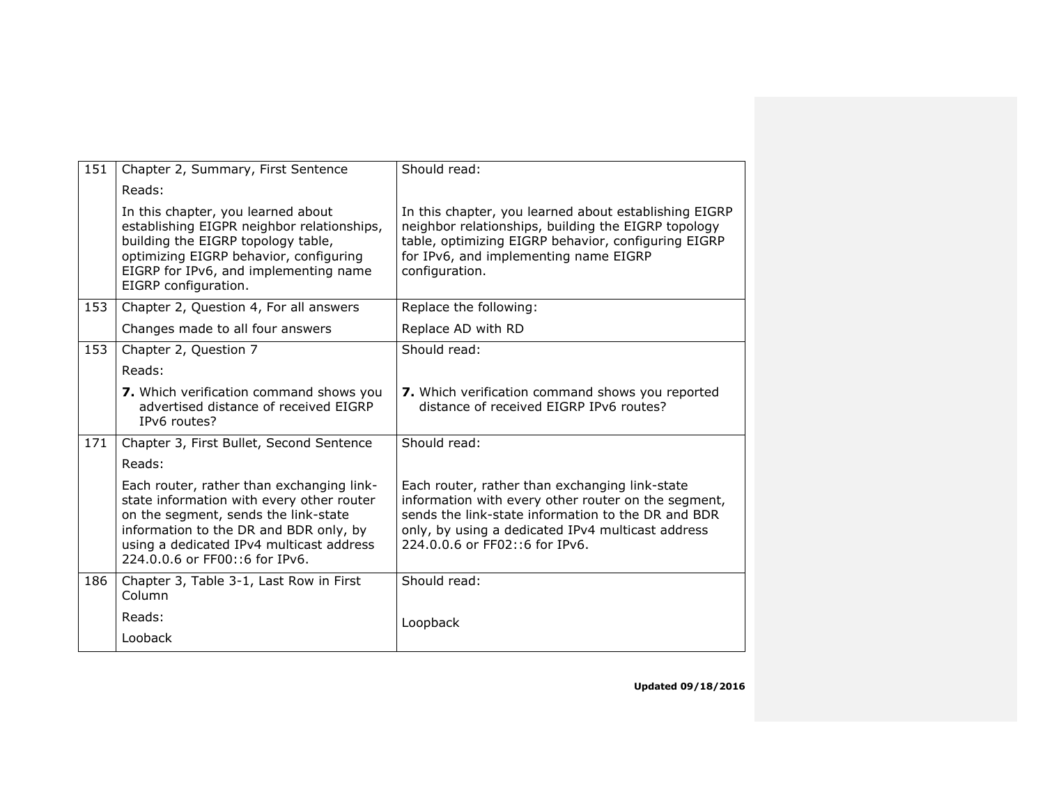| | | |
|---|---|---|
| 151 | Chapter 2, Summary, First Sentence<br><br>Reads:<br><br>In this chapter, you learned about establishing EIGPR neighbor relationships, building the EIGRP topology table, optimizing EIGRP behavior, configuring EIGRP for IPv6, and implementing name EIGRP configuration. | Should read:<br><br>In this chapter, you learned about establishing EIGRP neighbor relationships, building the EIGRP topology table, optimizing EIGRP behavior, configuring EIGRP for IPv6, and implementing name EIGRP configuration. |
| 153 | Chapter 2, Question 4, For all answers<br><br>Changes made to all four answers | Replace the following:<br><br>Replace AD with RD |
| 153 | Chapter 2, Question 7<br><br>Reads:<br><br>**7.** Which verification command shows you advertised distance of received EIGRP IPv6 routes? | Should read:<br><br>**7.** Which verification command shows you reported distance of received EIGRP IPv6 routes? |
| 171 | Chapter 3, First Bullet, Second Sentence<br><br>Reads:<br><br>Each router, rather than exchanging link-state information with every other router on the segment, sends the link-state information to the DR and BDR only, by using a dedicated IPv4 multicast address 224.0.0.6 or FF00::6 for IPv6. | Should read:<br><br>Each router, rather than exchanging link-state information with every other router on the segment, sends the link-state information to the DR and BDR only, by using a dedicated IPv4 multicast address 224.0.0.6 or FF02::6 for IPv6. |
| 186 | Chapter 3, Table 3-1, Last Row in First Column<br><br>Reads:<br><br>Looback | Should read:<br><br>Loopback |

**Updated 09/18/2016**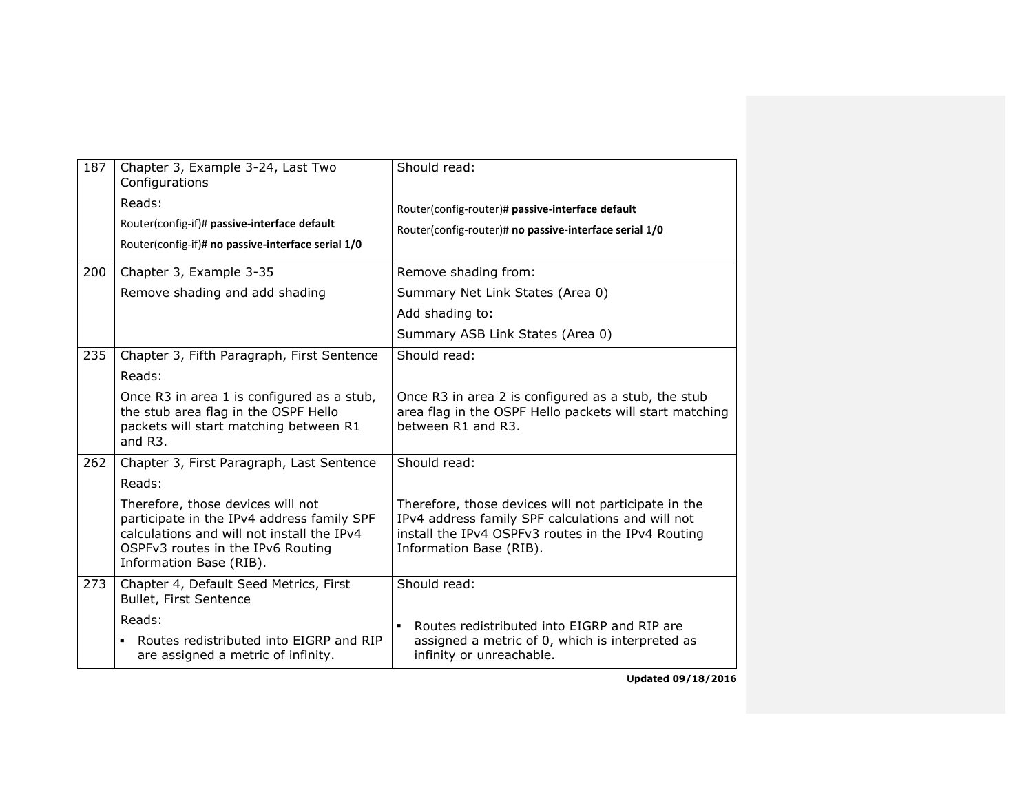| 187 | Chapter 3, Example 3-24, Last Two Configurations<br><br>Reads:<br><br>Router(config-if)# **passive-interface default**<br><br>Router(config-if)# **no passive-interface serial 1/0** | Should read:<br><br>Router(config-router)# **passive-interface default**<br><br>Router(config-router)# **no passive-interface serial 1/0** |
|---|---|---|
| 200 | Chapter 3, Example 3-35<br><br>Remove shading and add shading | Remove shading from:<br><br>Summary Net Link States (Area 0)<br><br>Add shading to:<br><br>Summary ASB Link States (Area 0) |
| 235 | Chapter 3, Fifth Paragraph, First Sentence<br><br>Reads:<br><br>Once R3 in area 1 is configured as a stub, the stub area flag in the OSPF Hello packets will start matching between R1 and R3. | Should read:<br><br>Once R3 in area 2 is configured as a stub, the stub area flag in the OSPF Hello packets will start matching between R1 and R3. |
| 262 | Chapter 3, First Paragraph, Last Sentence<br><br>Reads:<br><br>Therefore, those devices will not participate in the IPv4 address family SPF calculations and will not install the IPv4 OSPFv3 routes in the IPv6 Routing Information Base (RIB). | Should read:<br><br>Therefore, those devices will not participate in the IPv4 address family SPF calculations and will not install the IPv4 OSPFv3 routes in the IPv4 Routing Information Base (RIB). |
| 273 | Chapter 4, Default Seed Metrics, First Bullet, First Sentence<br><br>Reads:<br><br>▪ Routes redistributed into EIGRP and RIP are assigned a metric of infinity. | Should read:<br><br>▪ Routes redistributed into EIGRP and RIP are assigned a metric of 0, which is interpreted as infinity or unreachable. |

**Updated 09/18/2016**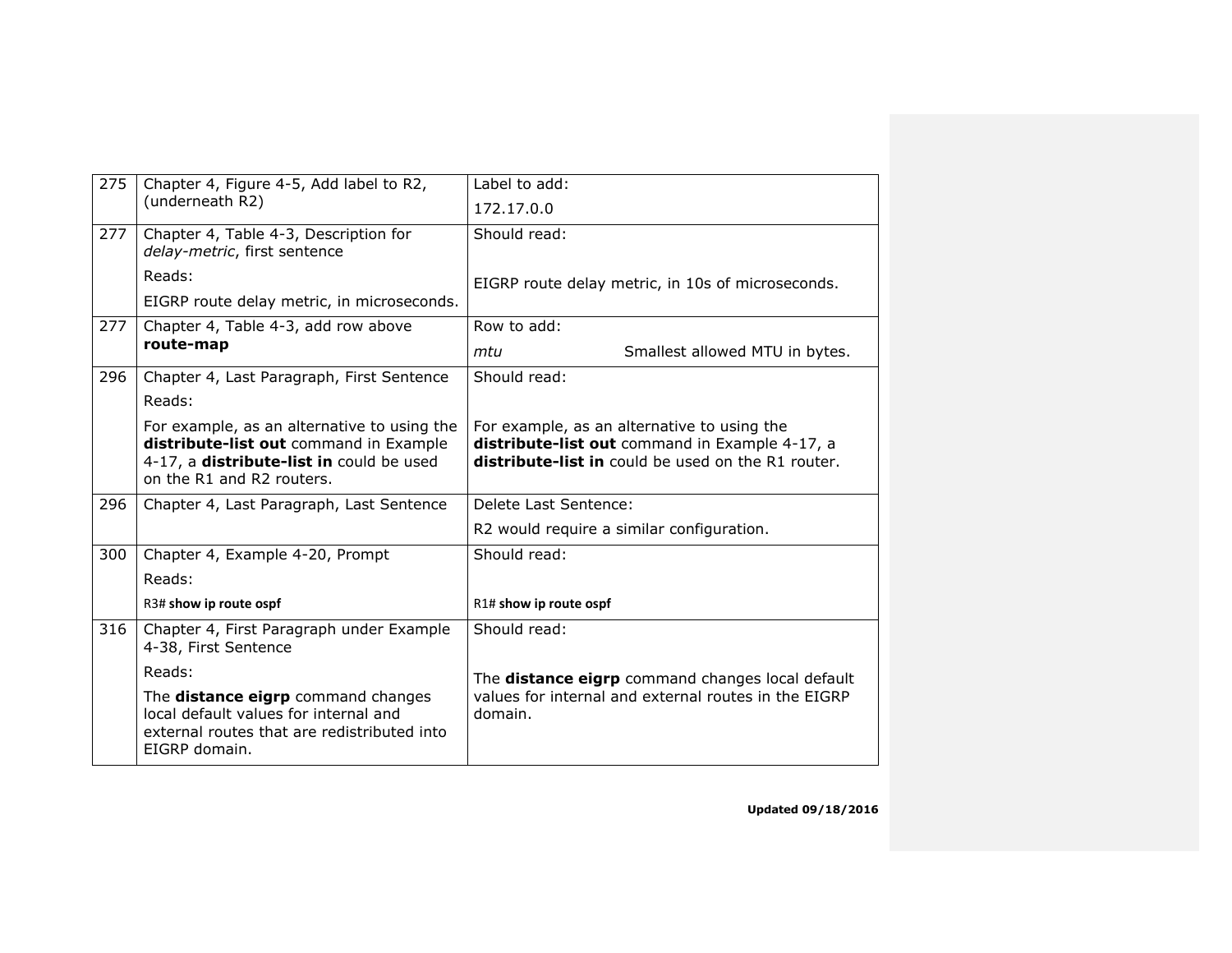| | | |
|---|---|---|
| 275 | Chapter 4, Figure 4-5, Add label to R2, (underneath R2) | Label to add:<br>172.17.0.0 |
| 277 | Chapter 4, Table 4-3, Description for *delay-metric*, first sentence<br>Reads:<br>EIGRP route delay metric, in microseconds. | Should read:<br><br>EIGRP route delay metric, in 10s of microseconds. |
| 277 | Chapter 4, Table 4-3, add row above **route-map** | Row to add:<br>*mtu* Smallest allowed MTU in bytes. |
| 296 | Chapter 4, Last Paragraph, First Sentence<br>Reads:<br>For example, as an alternative to using the **distribute-list out** command in Example 4-17, a **distribute-list in** could be used on the R1 and R2 routers. | Should read:<br><br>For example, as an alternative to using the **distribute-list out** command in Example 4-17, a **distribute-list in** could be used on the R1 router. |
| 296 | Chapter 4, Last Paragraph, Last Sentence | Delete Last Sentence:<br>R2 would require a similar configuration. |
| 300 | Chapter 4, Example 4-20, Prompt<br>Reads:<br>R3# **show ip route ospf** | Should read:<br><br>R1# **show ip route ospf** |
| 316 | Chapter 4, First Paragraph under Example 4-38, First Sentence<br>Reads:<br>The **distance eigrp** command changes local default values for internal and external routes that are redistributed into EIGRP domain. | Should read:<br><br>The **distance eigrp** command changes local default values for internal and external routes in the EIGRP domain. |

**Updated 09/18/2016**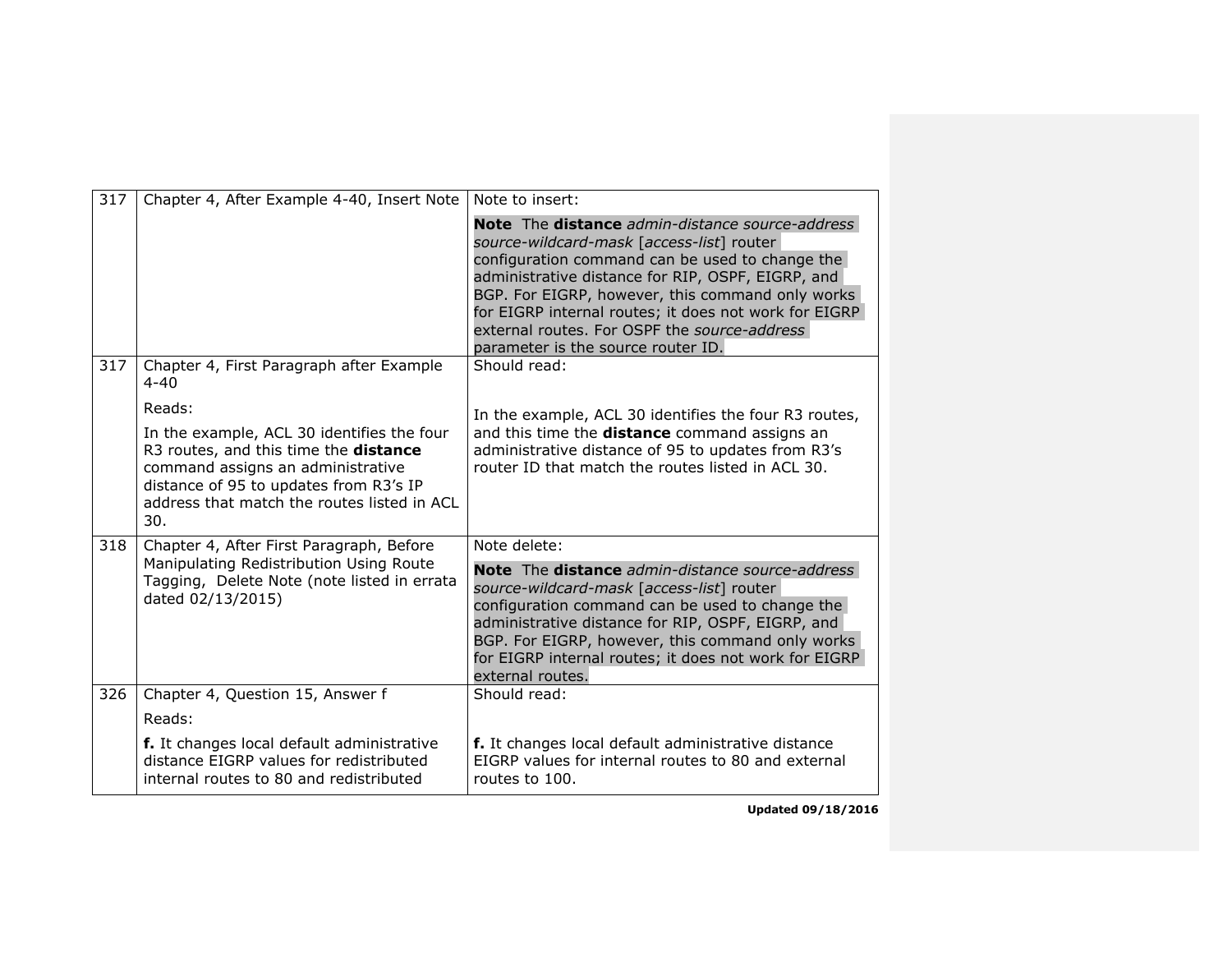| 317 | Chapter 4, After Example 4-40, Insert Note | Note to insert:<br><br>**Note** The **distance** *admin-distance source-address source-wildcard-mask* [*access-list*] router configuration command can be used to change the administrative distance for RIP, OSPF, EIGRP, and BGP. For EIGRP, however, this command only works for EIGRP internal routes; it does not work for EIGRP external routes. For OSPF the *source-address* parameter is the source router ID. |
|---|---|---|
| 317 | Chapter 4, First Paragraph after Example 4-40<br><br>Reads:<br><br>In the example, ACL 30 identifies the four R3 routes, and this time the **distance** command assigns an administrative distance of 95 to updates from R3's IP address that match the routes listed in ACL 30. | Should read:<br><br>In the example, ACL 30 identifies the four R3 routes, and this time the **distance** command assigns an administrative distance of 95 to updates from R3's router ID that match the routes listed in ACL 30. |
| 318 | Chapter 4, After First Paragraph, Before Manipulating Redistribution Using Route Tagging, Delete Note (note listed in errata dated 02/13/2015) | Note delete:<br><br>**Note** The **distance** *admin-distance source-address source-wildcard-mask* [*access-list*] router configuration command can be used to change the administrative distance for RIP, OSPF, EIGRP, and BGP. For EIGRP, however, this command only works for EIGRP internal routes; it does not work for EIGRP external routes. |
| 326 | Chapter 4, Question 15, Answer f<br><br>Reads:<br><br>**f.** It changes local default administrative distance EIGRP values for redistributed internal routes to 80 and redistributed | Should read:<br><br>**f.** It changes local default administrative distance EIGRP values for internal routes to 80 and external routes to 100. |

**Updated 09/18/2016**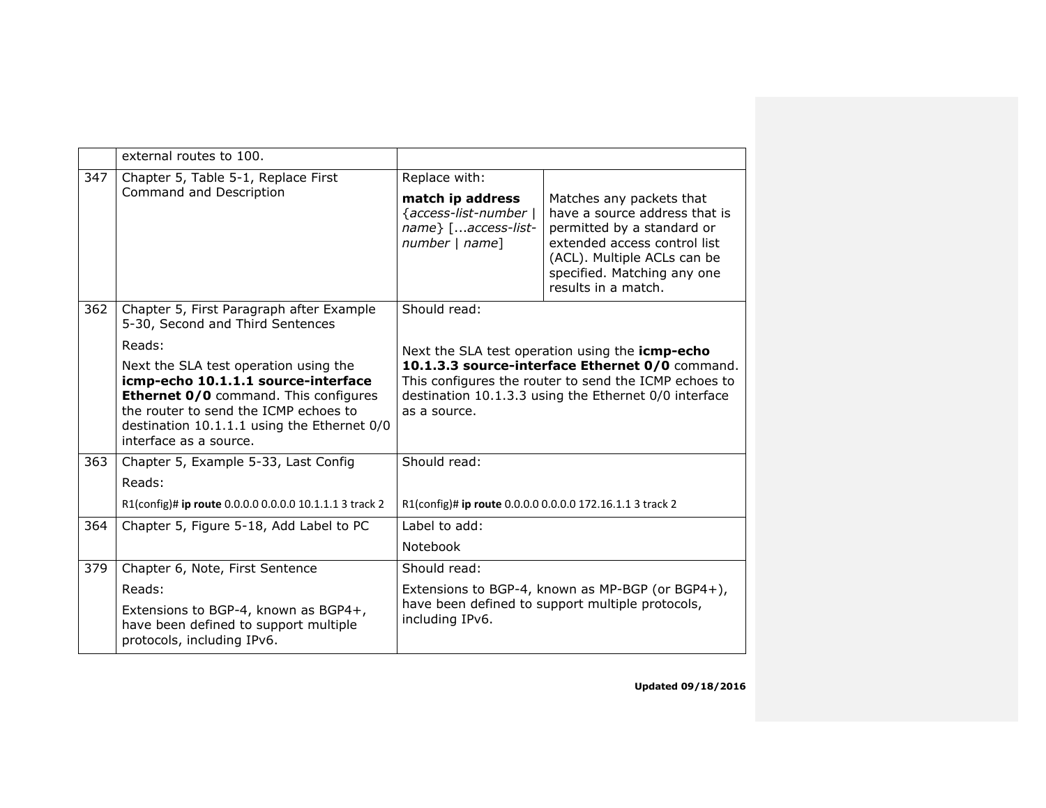| | | | |
|---|---|---|---|
| | external routes to 100. | | |
| 347 | Chapter 5, Table 5-1, Replace First Command and Description | Replace with:<br><br>**match ip address** {*access-list-number* \| *name*} [...*access-list-number* \| *name*] | Matches any packets that have a source address that is permitted by a standard or extended access control list (ACL). Multiple ACLs can be specified. Matching any one results in a match. |
| 362 | Chapter 5, First Paragraph after Example 5-30, Second and Third Sentences<br><br>Reads:<br><br>Next the SLA test operation using the **icmp-echo 10.1.1.1 source-interface Ethernet 0/0** command. This configures the router to send the ICMP echoes to destination 10.1.1.1 using the Ethernet 0/0 interface as a source. | Should read:<br><br>Next the SLA test operation using the **icmp-echo 10.1.3.3 source-interface Ethernet 0/0** command. This configures the router to send the ICMP echoes to destination 10.1.3.3 using the Ethernet 0/0 interface as a source. | |
| 363 | Chapter 5, Example 5-33, Last Config<br><br>Reads:<br><br>R1(config)# **ip route** 0.0.0.0 0.0.0.0 10.1.1.1 3 track 2 | Should read:<br><br>R1(config)# **ip route** 0.0.0.0 0.0.0.0 172.16.1.1 3 track 2 | |
| 364 | Chapter 5, Figure 5-18, Add Label to PC | Label to add:<br><br>Notebook | |
| 379 | Chapter 6, Note, First Sentence<br><br>Reads:<br><br>Extensions to BGP-4, known as BGP4+, have been defined to support multiple protocols, including IPv6. | Should read:<br><br>Extensions to BGP-4, known as MP-BGP (or BGP4+), have been defined to support multiple protocols, including IPv6. | |

**Updated 09/18/2016**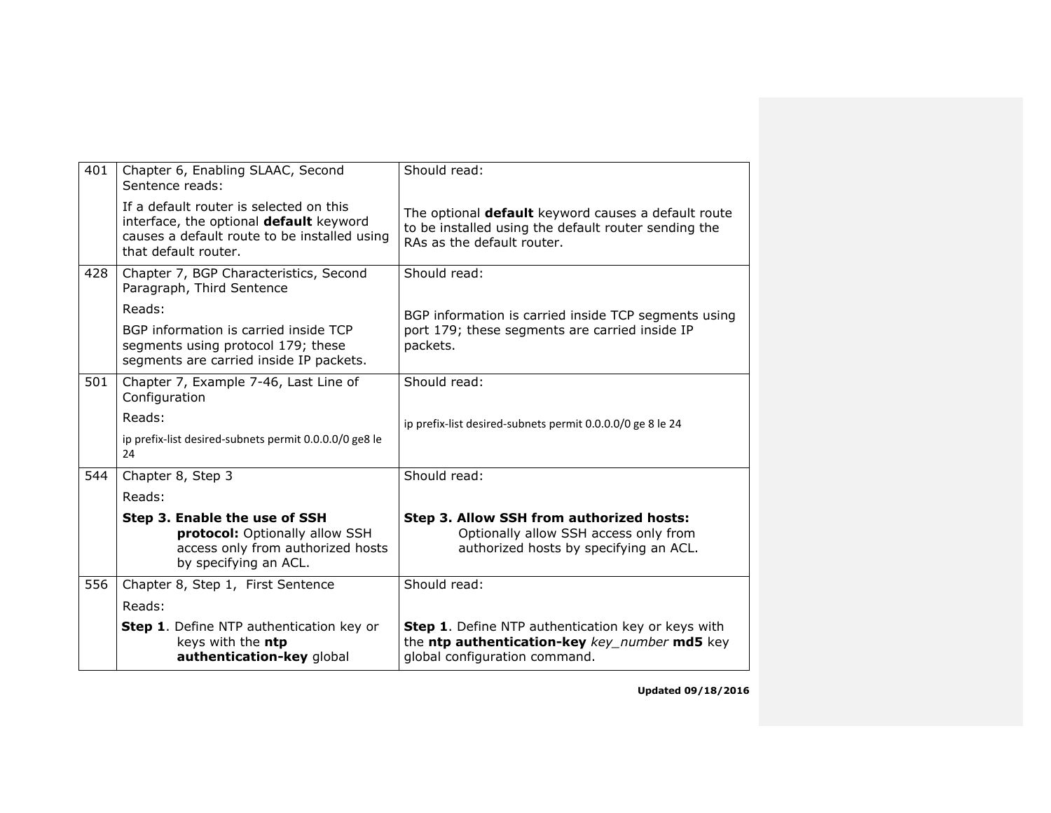| | | |
|---|---|---|
| 401 | Chapter 6, Enabling SLAAC, Second Sentence reads:<br><br>If a default router is selected on this interface, the optional **default** keyword causes a default route to be installed using that default router. | Should read:<br><br>The optional **default** keyword causes a default route to be installed using the default router sending the RAs as the default router. |
| 428 | Chapter 7, BGP Characteristics, Second Paragraph, Third Sentence<br><br>Reads:<br><br>BGP information is carried inside TCP segments using protocol 179; these segments are carried inside IP packets. | Should read:<br><br>BGP information is carried inside TCP segments using port 179; these segments are carried inside IP packets. |
| 501 | Chapter 7, Example 7-46, Last Line of Configuration<br><br>Reads:<br><br>ip prefix-list desired-subnets permit 0.0.0.0/0 ge8 le 24 | Should read:<br><br>ip prefix-list desired-subnets permit 0.0.0.0/0 ge 8 le 24 |
| 544 | Chapter 8, Step 3<br><br>Reads:<br><br>**Step 3. Enable the use of SSH protocol:** Optionally allow SSH access only from authorized hosts by specifying an ACL. | Should read:<br><br>**Step 3. Allow SSH from authorized hosts:** Optionally allow SSH access only from authorized hosts by specifying an ACL. |
| 556 | Chapter 8, Step 1, First Sentence<br><br>Reads:<br><br>**Step 1**. Define NTP authentication key or keys with the **ntp authentication-key** global | Should read:<br><br>**Step 1**. Define NTP authentication key or keys with the **ntp authentication-key** *key_number* **md5** key global configuration command. |

**Updated 09/18/2016**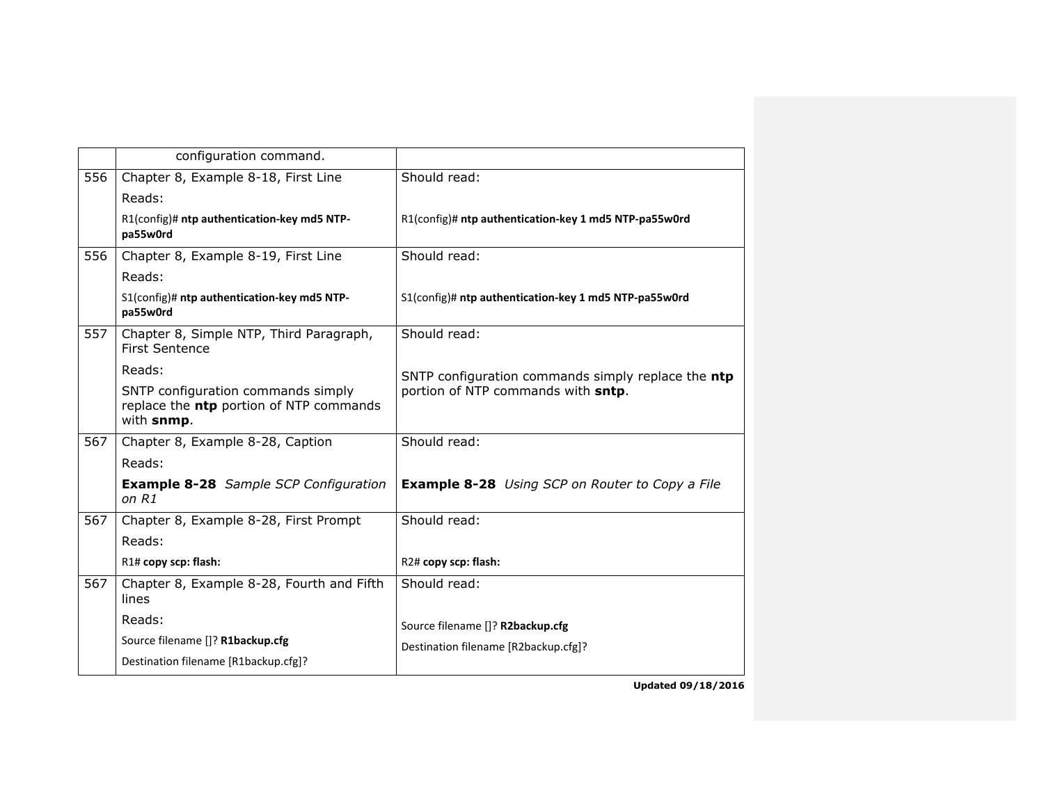| | | |
|---|---|---|
| | configuration command. | |
| 556 | Chapter 8, Example 8-18, First Line<br>Reads:<br>R1(config)# **ntp authentication-key md5 NTP-pa55w0rd** | Should read:<br><br>R1(config)# **ntp authentication-key 1 md5 NTP-pa55w0rd** |
| 556 | Chapter 8, Example 8-19, First Line<br>Reads:<br>S1(config)# **ntp authentication-key md5 NTP-pa55w0rd** | Should read:<br><br>S1(config)# **ntp authentication-key 1 md5 NTP-pa55w0rd** |
| 557 | Chapter 8, Simple NTP, Third Paragraph, First Sentence<br>Reads:<br>SNTP configuration commands simply replace the **ntp** portion of NTP commands with **snmp**. | Should read:<br><br>SNTP configuration commands simply replace the **ntp** portion of NTP commands with **sntp**. |
| 567 | Chapter 8, Example 8-28, Caption<br>Reads:<br>**Example 8-28** *Sample SCP Configuration on R1* | Should read:<br><br>**Example 8-28** *Using SCP on Router to Copy a File* |
| 567 | Chapter 8, Example 8-28, First Prompt<br>Reads:<br>R1# **copy scp: flash:** | Should read:<br><br>R2# **copy scp: flash:** |
| 567 | Chapter 8, Example 8-28, Fourth and Fifth lines<br>Reads:<br>Source filename []? **R1backup.cfg**<br>Destination filename [R1backup.cfg]? | Should read:<br><br>Source filename []? **R2backup.cfg**<br>Destination filename [R2backup.cfg]? |

**Updated 09/18/2016**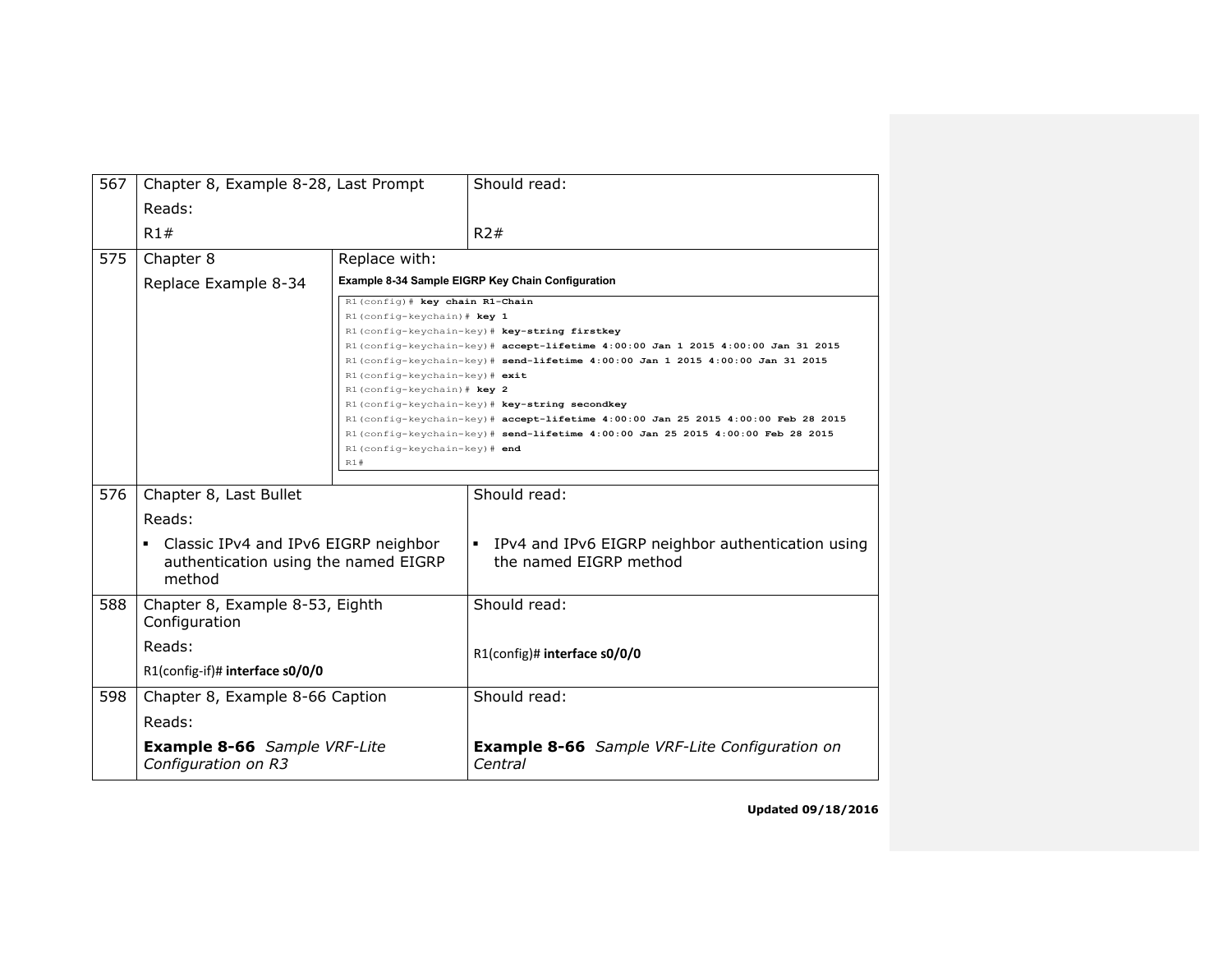| Page | Location | Correction |
| --- | --- | --- |
| 567 | Chapter 8, Example 8-28, Last Prompt<br>Reads:<br>R1# | Should read:<br><br>R2# |
| 575 | Chapter 8<br>Replace Example 8-34 | Replace with:<br>**Example 8-34 Sample EIGRP Key Chain Configuration**<br>R1(config)# **key chain R1-Chain**<br>R1(config-keychain)# **key 1**<br>R1(config-keychain-key)# **key-string firstkey**<br>R1(config-keychain-key)# **accept-lifetime 4:00:00 Jan 1 2015 4:00:00 Jan 31 2015**<br>R1(config-keychain-key)# **send-lifetime 4:00:00 Jan 1 2015 4:00:00 Jan 31 2015**<br>R1(config-keychain-key)# **exit**<br>R1(config-keychain)# **key 2**<br>R1(config-keychain-key)# **key-string secondkey**<br>R1(config-keychain-key)# **accept-lifetime 4:00:00 Jan 25 2015 4:00:00 Feb 28 2015**<br>R1(config-keychain-key)# **send-lifetime 4:00:00 Jan 25 2015 4:00:00 Feb 28 2015**<br>R1(config-keychain-key)# **end**<br>R1# |
| 576 | Chapter 8, Last Bullet<br>Reads:<br>▪ Classic IPv4 and IPv6 EIGRP neighbor authentication using the named EIGRP method | Should read:<br><br>▪ IPv4 and IPv6 EIGRP neighbor authentication using the named EIGRP method |
| 588 | Chapter 8, Example 8-53, Eighth Configuration<br>Reads:<br>R1(config-if)# **interface s0/0/0** | Should read:<br><br>R1(config)# **interface s0/0/0** |
| 598 | Chapter 8, Example 8-66 Caption<br>Reads:<br>**Example 8-66** *Sample VRF-Lite Configuration on R3* | Should read:<br><br>**Example 8-66** *Sample VRF-Lite Configuration on Central* |

**Updated 09/18/2016**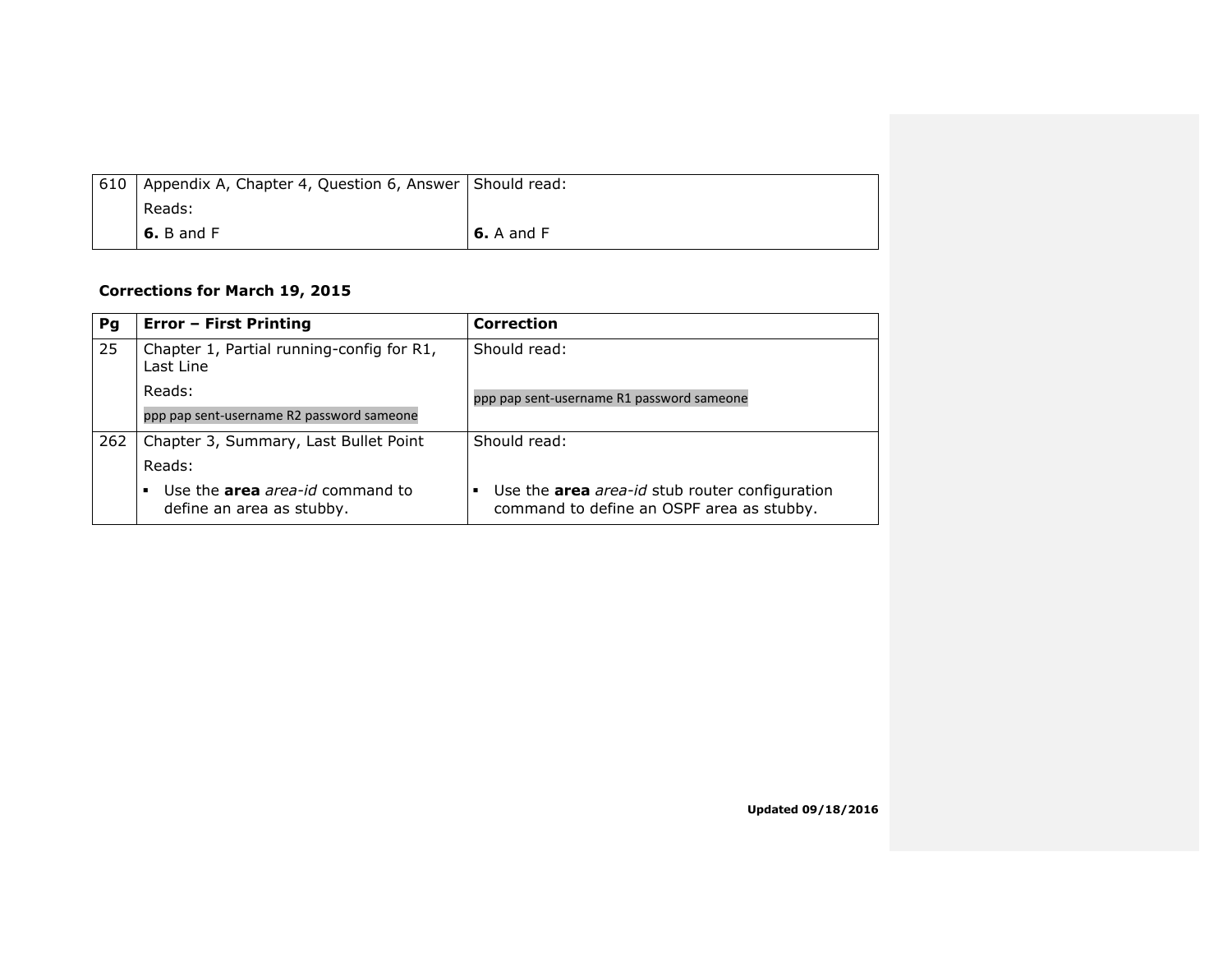| | | |
|---|---|---|
| 610 | Appendix A, Chapter 4, Question 6, Answer<br>Reads:<br>**6.** B and F | Should read:<br><br>**6.** A and F |

**Corrections for March 19, 2015**

| Pg | Error – First Printing | Correction |
|---|---|---|
| 25 | Chapter 1, Partial running-config for R1, Last Line<br>Reads:<br>ppp pap sent-username R2 password sameone | Should read:<br><br>ppp pap sent-username R1 password sameone |
| 262 | Chapter 3, Summary, Last Bullet Point<br>Reads:<br>▪ Use the **area** *area-id* command to define an area as stubby. | Should read:<br><br>▪ Use the **area** *area-id* stub router configuration command to define an OSPF area as stubby. |

**Updated 09/18/2016**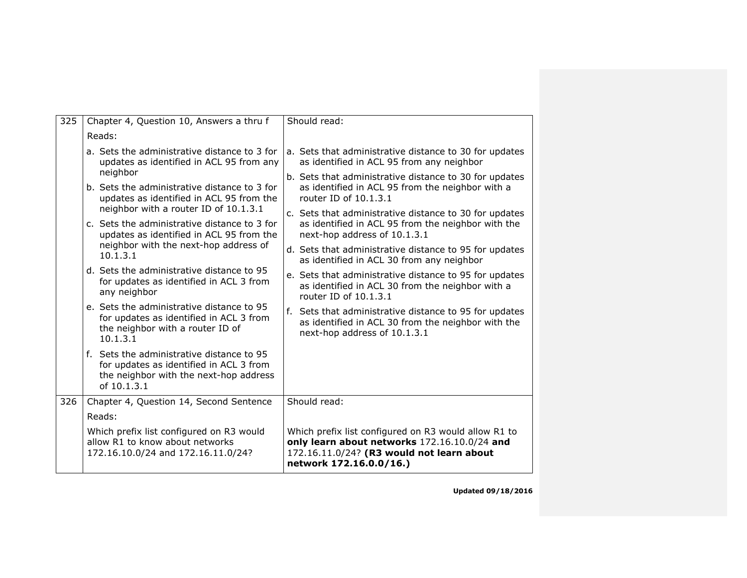| 325 | Chapter 4, Question 10, Answers a thru f<br>Reads:<br>a. Sets the administrative distance to 3 for updates as identified in ACL 95 from any neighbor<br>b. Sets the administrative distance to 3 for updates as identified in ACL 95 from the neighbor with a router ID of 10.1.3.1<br>c. Sets the administrative distance to 3 for updates as identified in ACL 95 from the neighbor with the next-hop address of 10.1.3.1<br>d. Sets the administrative distance to 95 for updates as identified in ACL 3 from any neighbor<br>e. Sets the administrative distance to 95 for updates as identified in ACL 3 from the neighbor with a router ID of 10.1.3.1<br>f. Sets the administrative distance to 95 for updates as identified in ACL 3 from the neighbor with the next-hop address of 10.1.3.1 | Should read:<br>a. Sets that administrative distance to 30 for updates as identified in ACL 95 from any neighbor<br>b. Sets that administrative distance to 30 for updates as identified in ACL 95 from the neighbor with a router ID of 10.1.3.1<br>c. Sets that administrative distance to 30 for updates as identified in ACL 95 from the neighbor with the next-hop address of 10.1.3.1<br>d. Sets that administrative distance to 95 for updates as identified in ACL 30 from any neighbor<br>e. Sets that administrative distance to 95 for updates as identified in ACL 30 from the neighbor with a router ID of 10.1.3.1<br>f. Sets that administrative distance to 95 for updates as identified in ACL 30 from the neighbor with the next-hop address of 10.1.3.1 |
|---|---|---|
| 326 | Chapter 4, Question 14, Second Sentence<br>Reads:<br>Which prefix list configured on R3 would allow R1 to know about networks 172.16.10.0/24 and 172.16.11.0/24? | Should read:<br>Which prefix list configured on R3 would allow R1 to **only learn about networks** 172.16.10.0/24 **and** 172.16.11.0/24? **(R3 would not learn about network 172.16.0.0/16.)** |

**Updated 09/18/2016**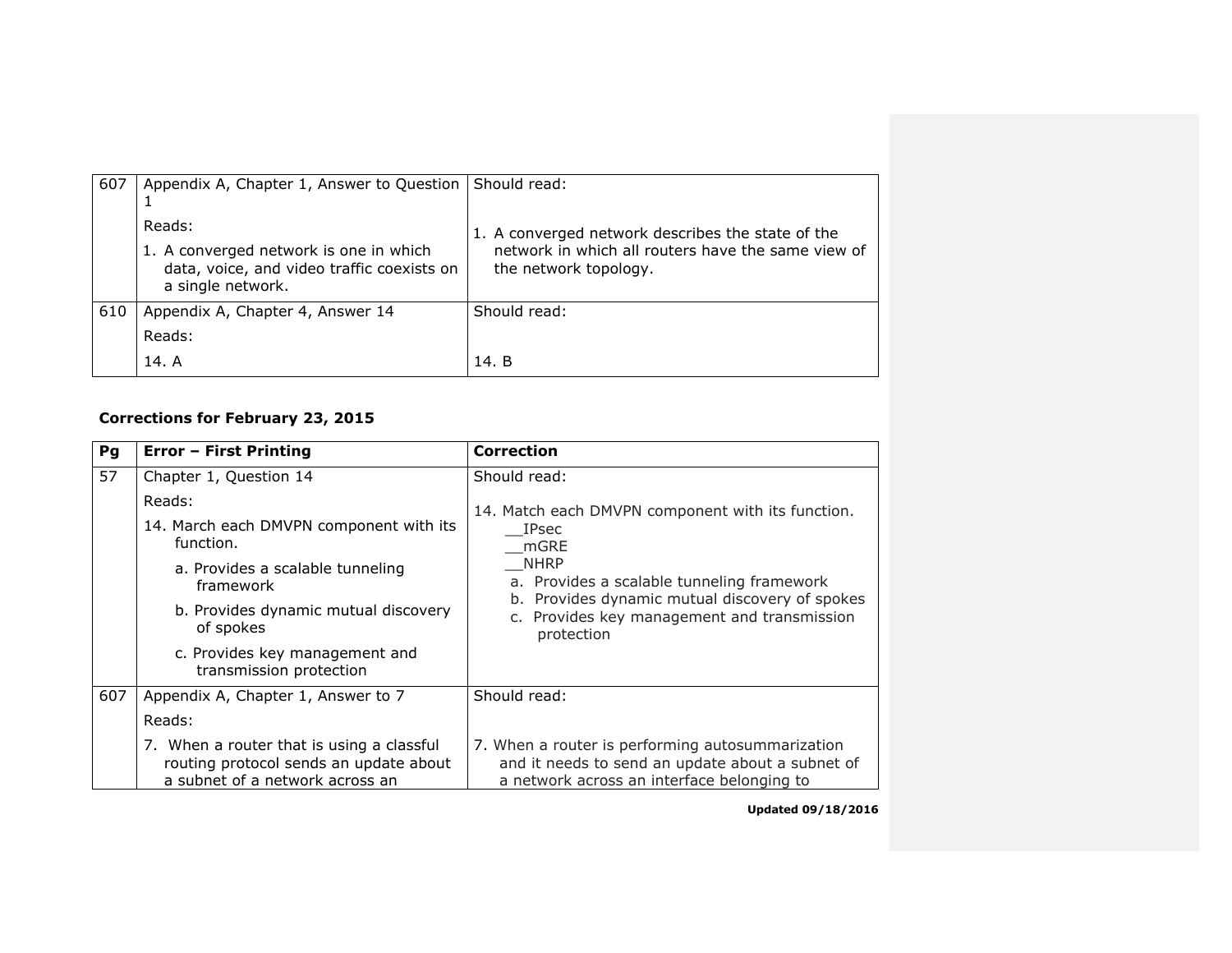| | | |
|---|---|---|
| 607 | Appendix A, Chapter 1, Answer to Question 1<br><br>Reads:<br><br>1. A converged network is one in which data, voice, and video traffic coexists on a single network. | Should read:<br><br>1. A converged network describes the state of the network in which all routers have the same view of the network topology. |
| 610 | Appendix A, Chapter 4, Answer 14<br><br>Reads:<br><br>14. A | Should read:<br><br>14. B |

**Corrections for February 23, 2015**

| Pg | Error – First Printing | Correction |
|---|---|---|
| 57 | Chapter 1, Question 14<br><br>Reads:<br><br>14. March each DMVPN component with its function.<br><br>a. Provides a scalable tunneling framework<br><br>b. Provides dynamic mutual discovery of spokes<br><br>c. Provides key management and transmission protection | Should read:<br><br>14. Match each DMVPN component with its function.<br>__IPsec<br>__mGRE<br>__NHRP<br>a. Provides a scalable tunneling framework<br>b. Provides dynamic mutual discovery of spokes<br>c. Provides key management and transmission protection |
| 607 | Appendix A, Chapter 1, Answer to 7<br><br>Reads:<br><br>7. When a router that is using a classful routing protocol sends an update about a subnet of a network across an | Should read:<br><br>7. When a router is performing autosummarization and it needs to send an update about a subnet of a network across an interface belonging to |

**Updated 09/18/2016**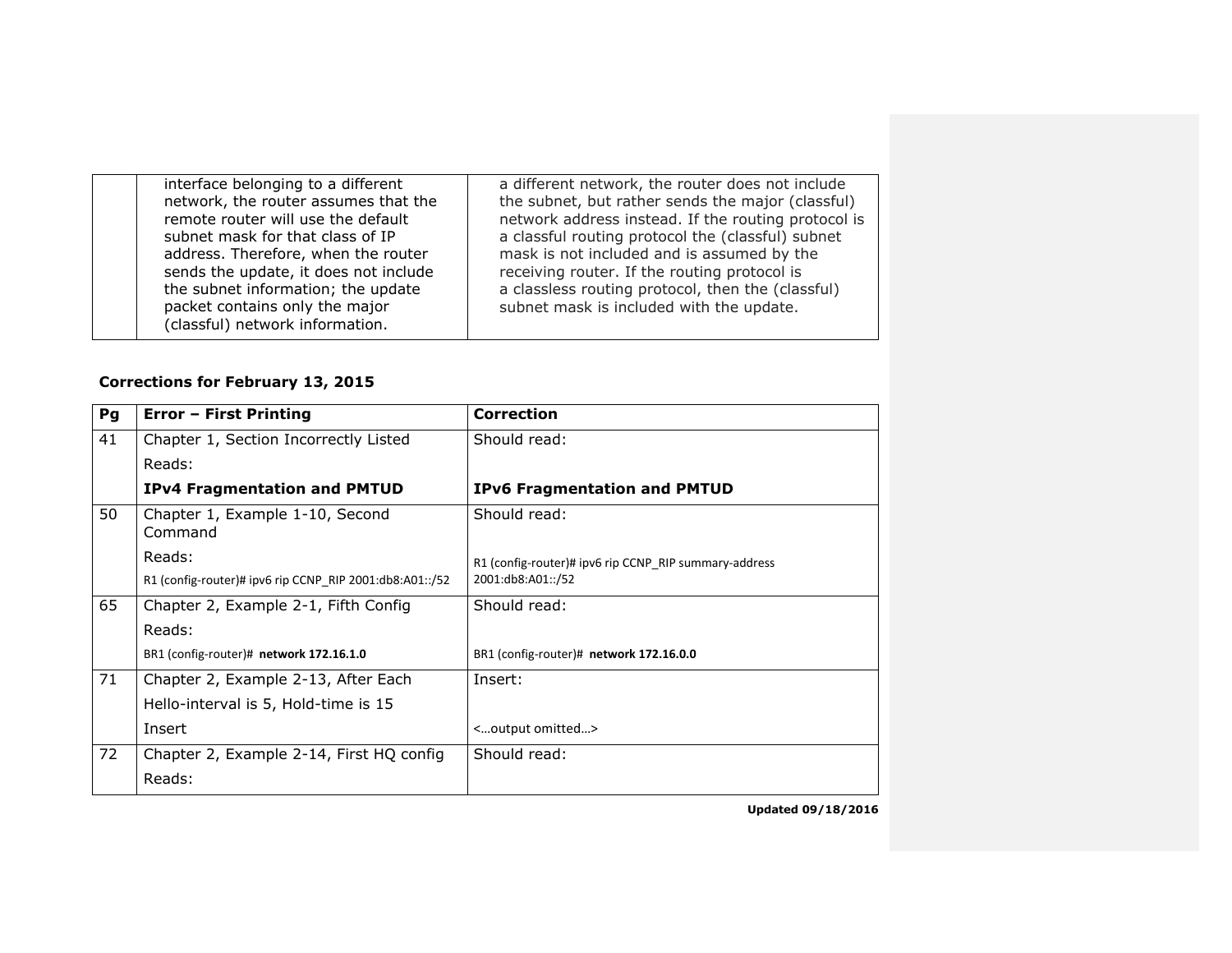| | | |
|---|---|---|
| | interface belonging to a different network, the router assumes that the remote router will use the default subnet mask for that class of IP address. Therefore, when the router sends the update, it does not include the subnet information; the update packet contains only the major (classful) network information. | a different network, the router does not include the subnet, but rather sends the major (classful) network address instead. If the routing protocol is a classful routing protocol the (classful) subnet mask is not included and is assumed by the receiving router. If the routing protocol is a classless routing protocol, then the (classful) subnet mask is included with the update. |

**Corrections for February 13, 2015**

| Pg | Error – First Printing | Correction |
|---|---|---|
| 41 | Chapter 1, Section Incorrectly Listed<br>Reads:<br>**IPv4 Fragmentation and PMTUD** | Should read:<br><br>**IPv6 Fragmentation and PMTUD** |
| 50 | Chapter 1, Example 1-10, Second Command<br>Reads:<br>R1 (config-router)# ipv6 rip CCNP_RIP 2001:db8:A01::/52 | Should read:<br><br>R1 (config-router)# ipv6 rip CCNP_RIP summary-address 2001:db8:A01::/52 |
| 65 | Chapter 2, Example 2-1, Fifth Config<br>Reads:<br>BR1 (config-router)# **network 172.16.1.0** | Should read:<br><br>BR1 (config-router)# **network 172.16.0.0** |
| 71 | Chapter 2, Example 2-13, After Each<br>Hello-interval is 5, Hold-time is 15<br>Insert | Insert:<br><br><…output omitted…> |
| 72 | Chapter 2, Example 2-14, First HQ config<br>Reads: | Should read: |

**Updated 09/18/2016**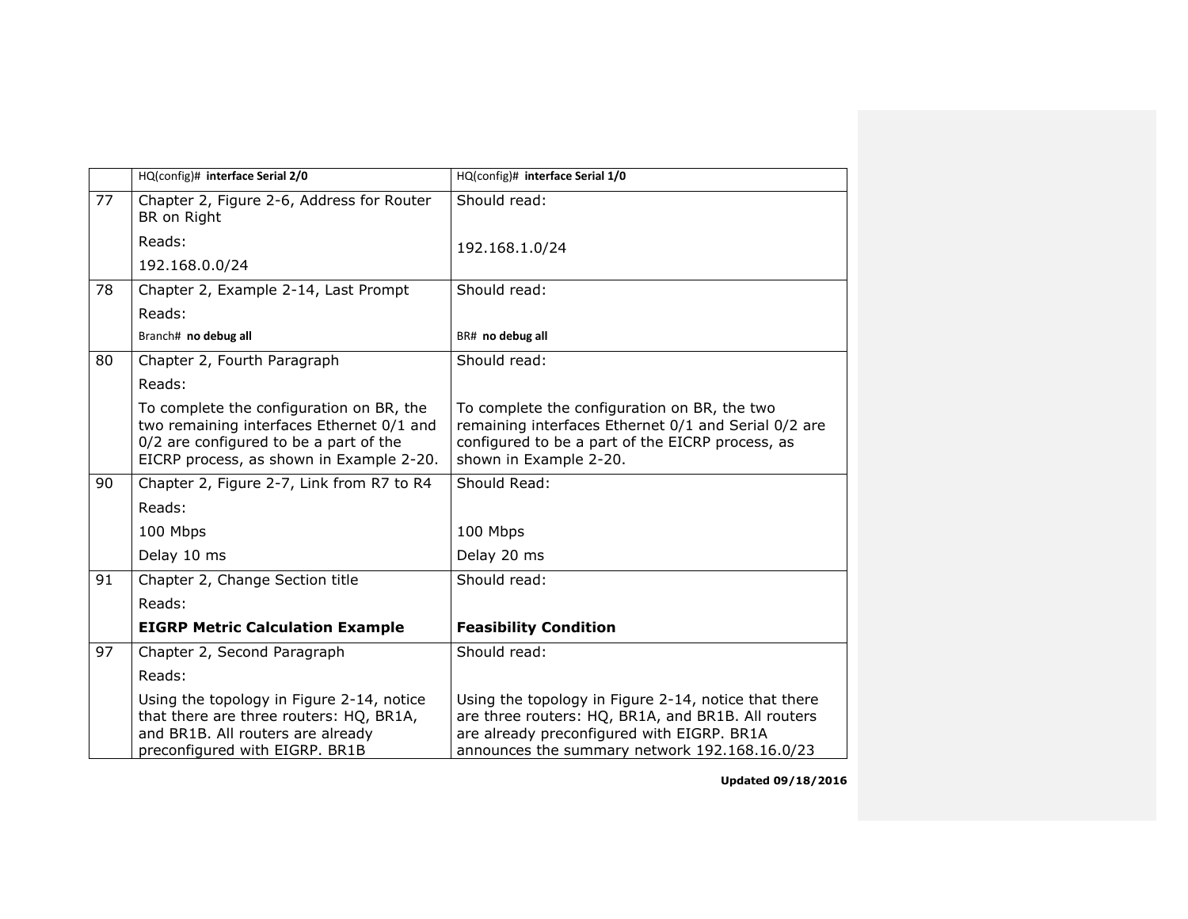|  | HQ(config)# **interface Serial 2/0** | HQ(config)# **interface Serial 1/0** |
|---|---|---|
| 77 | Chapter 2, Figure 2-6, Address for Router BR on Right<br><br>Reads:<br><br>192.168.0.0/24 | Should read:<br><br>192.168.1.0/24 |
| 78 | Chapter 2, Example 2-14, Last Prompt<br><br>Reads:<br><br>Branch# **no debug all** | Should read:<br><br>BR# **no debug all** |
| 80 | Chapter 2, Fourth Paragraph<br><br>Reads:<br><br>To complete the configuration on BR, the two remaining interfaces Ethernet 0/1 and 0/2 are configured to be a part of the EICRP process, as shown in Example 2-20. | Should read:<br><br>To complete the configuration on BR, the two remaining interfaces Ethernet 0/1 and Serial 0/2 are configured to be a part of the EICRP process, as shown in Example 2-20. |
| 90 | Chapter 2, Figure 2-7, Link from R7 to R4<br><br>Reads:<br><br>100 Mbps<br><br>Delay 10 ms | Should Read:<br><br>100 Mbps<br><br>Delay 20 ms |
| 91 | Chapter 2, Change Section title<br><br>Reads:<br><br>**EIGRP Metric Calculation Example** | Should read:<br><br>**Feasibility Condition** |
| 97 | Chapter 2, Second Paragraph<br><br>Reads:<br><br>Using the topology in Figure 2-14, notice that there are three routers: HQ, BR1A, and BR1B. All routers are already preconfigured with EIGRP. BR1B | Should read:<br><br>Using the topology in Figure 2-14, notice that there are three routers: HQ, BR1A, and BR1B. All routers are already preconfigured with EIGRP. BR1A announces the summary network 192.168.16.0/23 |

**Updated 09/18/2016**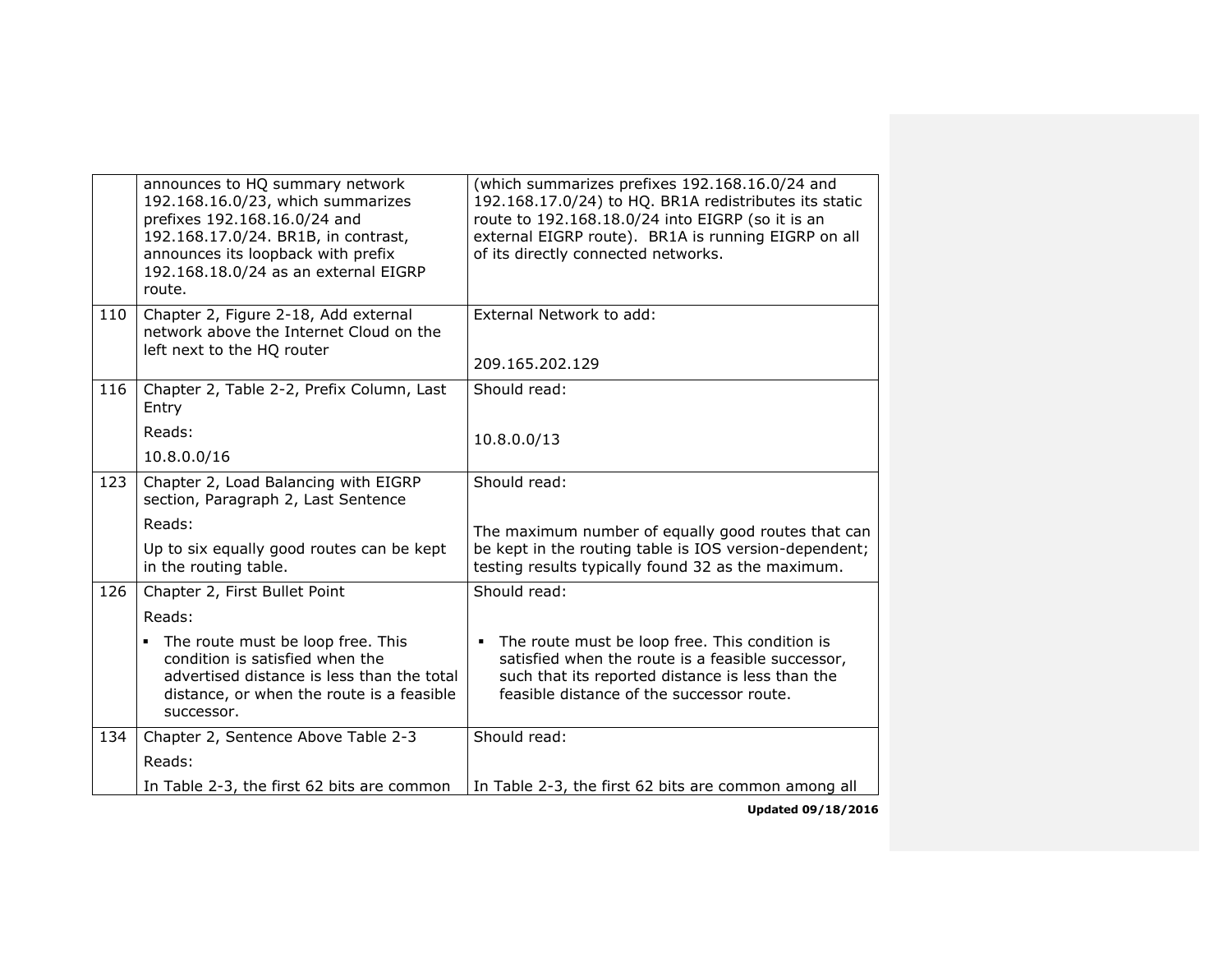| | | |
|---|---|---|
| | announces to HQ summary network 192.168.16.0/23, which summarizes prefixes 192.168.16.0/24 and 192.168.17.0/24. BR1B, in contrast, announces its loopback with prefix 192.168.18.0/24 as an external EIGRP route. | (which summarizes prefixes 192.168.16.0/24 and 192.168.17.0/24) to HQ. BR1A redistributes its static route to 192.168.18.0/24 into EIGRP (so it is an external EIGRP route). BR1A is running EIGRP on all of its directly connected networks. |
| 110 | Chapter 2, Figure 2-18, Add external network above the Internet Cloud on the left next to the HQ router | External Network to add:<br><br>209.165.202.129 |
| 116 | Chapter 2, Table 2-2, Prefix Column, Last Entry<br><br>Reads:<br><br>10.8.0.0/16 | Should read:<br><br>10.8.0.0/13 |
| 123 | Chapter 2, Load Balancing with EIGRP section, Paragraph 2, Last Sentence<br><br>Reads:<br><br>Up to six equally good routes can be kept in the routing table. | Should read:<br><br>The maximum number of equally good routes that can be kept in the routing table is IOS version-dependent; testing results typically found 32 as the maximum. |
| 126 | Chapter 2, First Bullet Point<br><br>Reads:<br><br>▪ The route must be loop free. This condition is satisfied when the advertised distance is less than the total distance, or when the route is a feasible successor. | Should read:<br><br>▪ The route must be loop free. This condition is satisfied when the route is a feasible successor, such that its reported distance is less than the feasible distance of the successor route. |
| 134 | Chapter 2, Sentence Above Table 2-3<br><br>Reads:<br><br>In Table 2-3, the first 62 bits are common | Should read:<br><br>In Table 2-3, the first 62 bits are common among all |

**Updated 09/18/2016**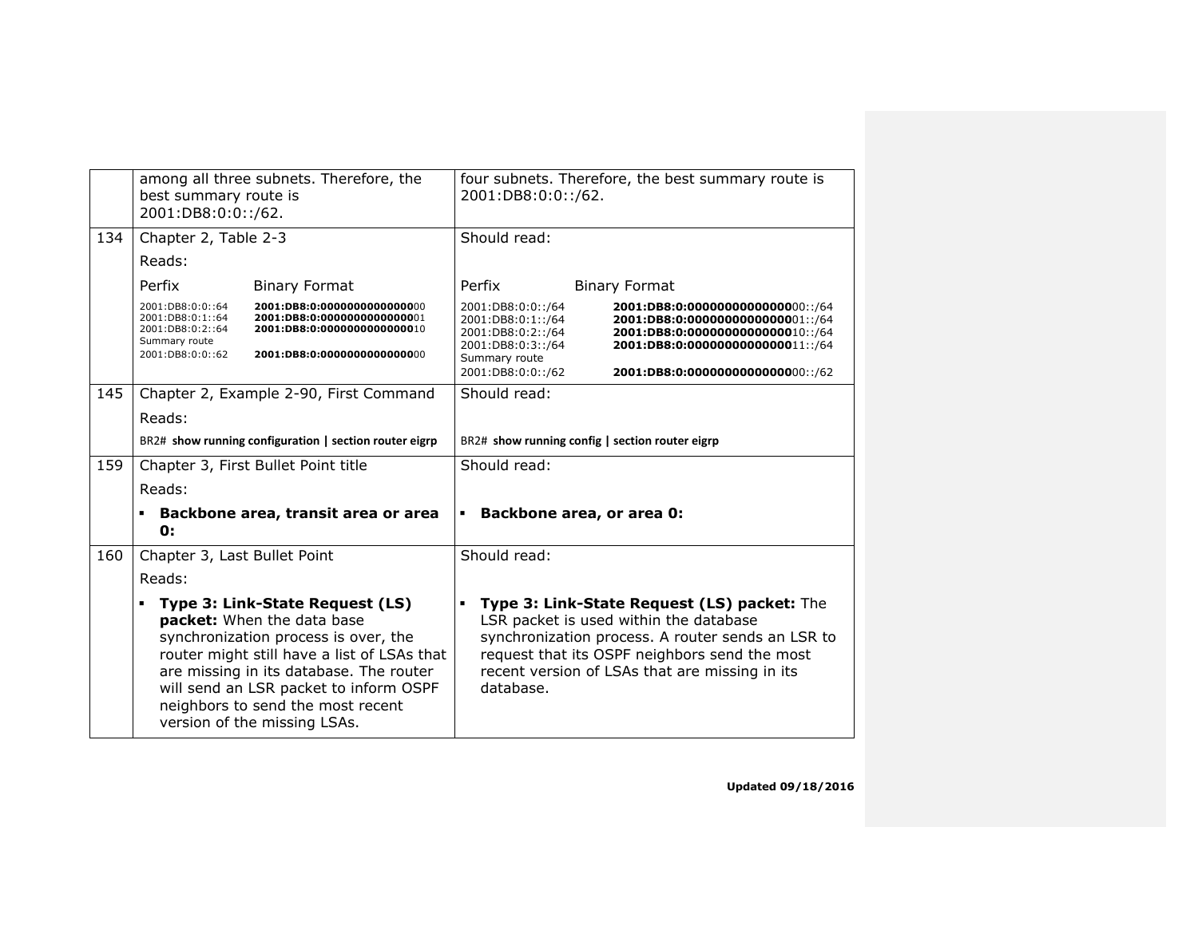| | | |
|---|---|---|
| | among all three subnets. Therefore, the best summary route is 2001:DB8:0:0::/62. | four subnets. Therefore, the best summary route is 2001:DB8:0:0::/62. |
| 134 | Chapter 2, Table 2-3<br>Reads:<br>Perfix Binary Format<br>2001:DB8:0:0::64 **2001:DB8:0:00000000000000**00<br>2001:DB8:0:1::64 **2001:DB8:0:00000000000000**01<br>2001:DB8:0:2::64 **2001:DB8:0:00000000000000**10<br>Summary route<br>2001:DB8:0:0::62 **2001:DB8:0:00000000000000**00 | Should read:<br><br>Perfix Binary Format<br>2001:DB8:0:0::/64 **2001:DB8:0:00000000000000**00::/64<br>2001:DB8:0:1::/64 **2001:DB8:0:00000000000000**01::/64<br>2001:DB8:0:2::/64 **2001:DB8:0:00000000000000**10::/64<br>2001:DB8:0:3::/64 **2001:DB8:0:00000000000000**11::/64<br>Summary route<br>2001:DB8:0:0::/62 **2001:DB8:0:00000000000000**00::/62 |
| 145 | Chapter 2, Example 2-90, First Command<br>Reads:<br>BR2# **show running configuration \| section router eigrp** | Should read:<br><br>BR2# **show running config \| section router eigrp** |
| 159 | Chapter 3, First Bullet Point title<br>Reads:<br>▪ **Backbone area, transit area or area 0:** | Should read:<br><br>▪ **Backbone area, or area 0:** |
| 160 | Chapter 3, Last Bullet Point<br>Reads:<br>▪ **Type 3: Link-State Request (LS) packet:** When the data base synchronization process is over, the router might still have a list of LSAs that are missing in its database. The router will send an LSR packet to inform OSPF neighbors to send the most recent version of the missing LSAs. | Should read:<br><br>▪ **Type 3: Link-State Request (LS) packet:** The LSR packet is used within the database synchronization process. A router sends an LSR to request that its OSPF neighbors send the most recent version of LSAs that are missing in its database. |

**Updated 09/18/2016**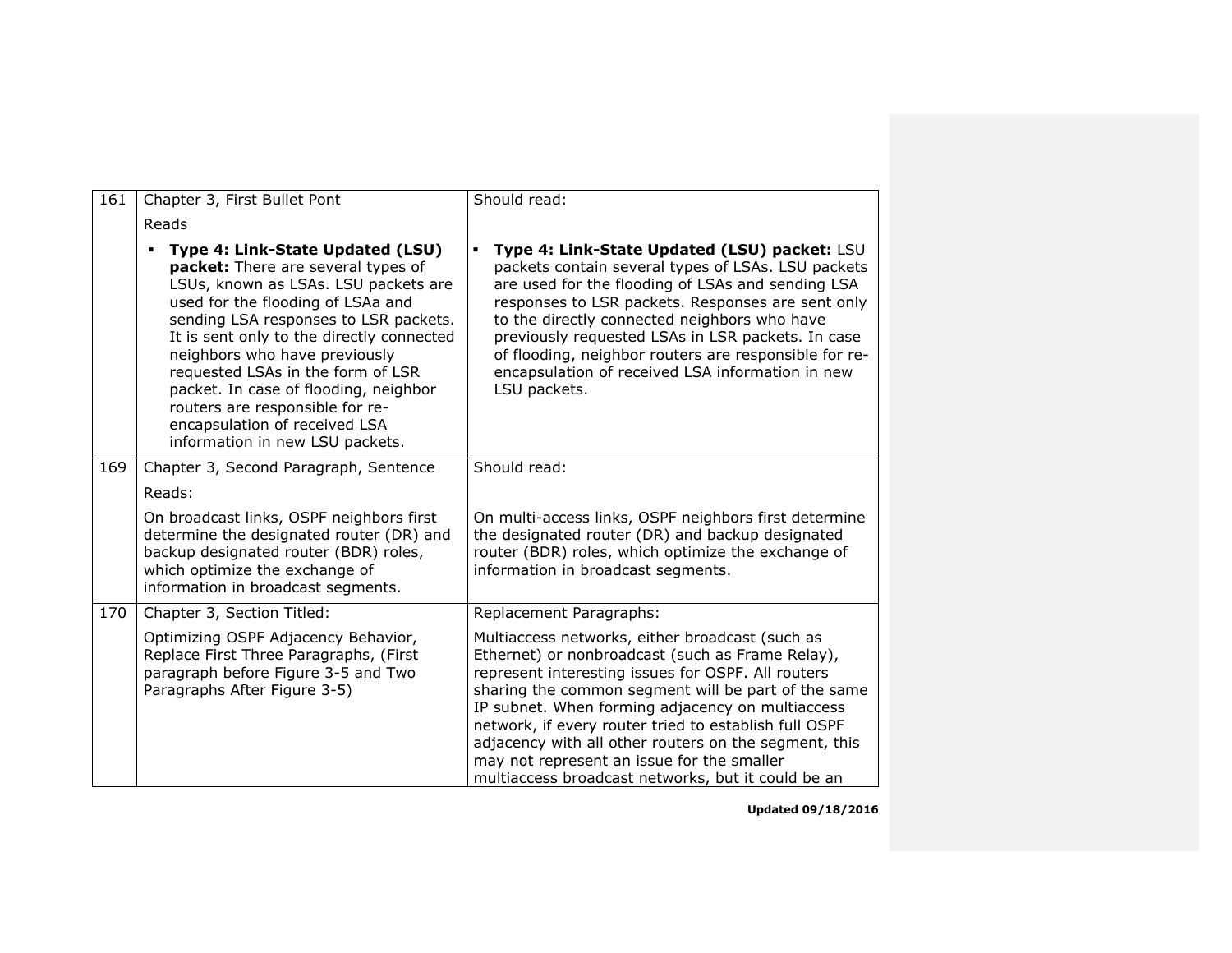| | | |
|---|---|---|
| 161 | Chapter 3, First Bullet Pont<br><br>Reads<br><br>▪ **Type 4: Link-State Updated (LSU) packet:** There are several types of LSUs, known as LSAs. LSU packets are used for the flooding of LSAa and sending LSA responses to LSR packets. It is sent only to the directly connected neighbors who have previously requested LSAs in the form of LSR packet. In case of flooding, neighbor routers are responsible for re-encapsulation of received LSA information in new LSU packets. | Should read:<br><br>▪ **Type 4: Link-State Updated (LSU) packet:** LSU packets contain several types of LSAs. LSU packets are used for the flooding of LSAs and sending LSA responses to LSR packets. Responses are sent only to the directly connected neighbors who have previously requested LSAs in LSR packets. In case of flooding, neighbor routers are responsible for re-encapsulation of received LSA information in new LSU packets. |
| 169 | Chapter 3, Second Paragraph, Sentence<br><br>Reads:<br><br>On broadcast links, OSPF neighbors first determine the designated router (DR) and backup designated router (BDR) roles, which optimize the exchange of information in broadcast segments. | Should read:<br><br>On multi-access links, OSPF neighbors first determine the designated router (DR) and backup designated router (BDR) roles, which optimize the exchange of information in broadcast segments. |
| 170 | Chapter 3, Section Titled:<br><br>Optimizing OSPF Adjacency Behavior, Replace First Three Paragraphs, (First paragraph before Figure 3-5 and Two Paragraphs After Figure 3-5) | Replacement Paragraphs:<br><br>Multiaccess networks, either broadcast (such as Ethernet) or nonbroadcast (such as Frame Relay), represent interesting issues for OSPF. All routers sharing the common segment will be part of the same IP subnet. When forming adjacency on multiaccess network, if every router tried to establish full OSPF adjacency with all other routers on the segment, this may not represent an issue for the smaller multiaccess broadcast networks, but it could be an |

**Updated 09/18/2016**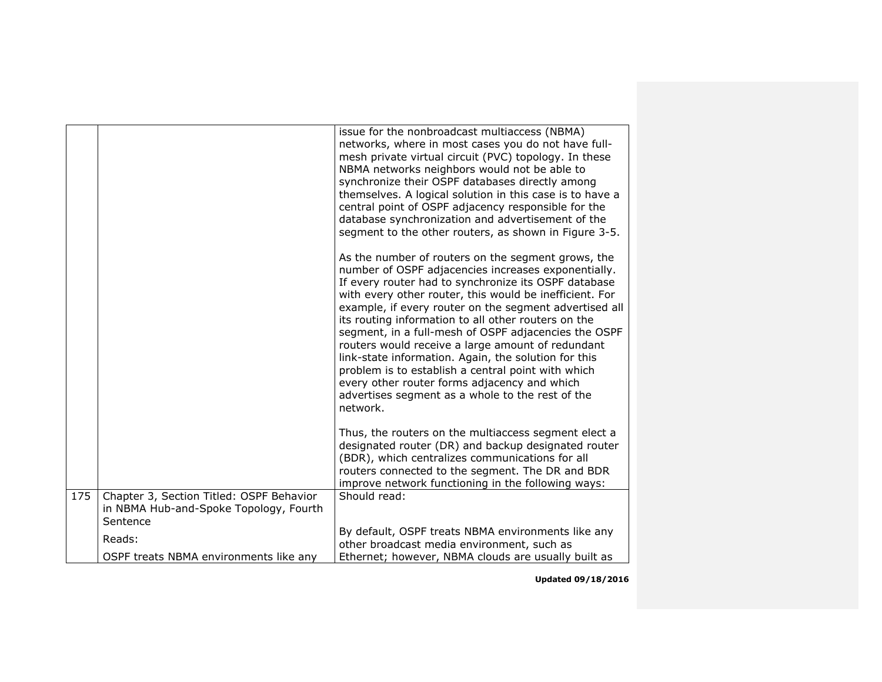| | | |
|---|---|---|
| | | issue for the nonbroadcast multiaccess (NBMA) networks, where in most cases you do not have full-mesh private virtual circuit (PVC) topology. In these NBMA networks neighbors would not be able to synchronize their OSPF databases directly among themselves. A logical solution in this case is to have a central point of OSPF adjacency responsible for the database synchronization and advertisement of the segment to the other routers, as shown in Figure 3-5.<br><br>As the number of routers on the segment grows, the number of OSPF adjacencies increases exponentially. If every router had to synchronize its OSPF database with every other router, this would be inefficient. For example, if every router on the segment advertised all its routing information to all other routers on the segment, in a full-mesh of OSPF adjacencies the OSPF routers would receive a large amount of redundant link-state information. Again, the solution for this problem is to establish a central point with which every other router forms adjacency and which advertises segment as a whole to the rest of the network.<br><br>Thus, the routers on the multiaccess segment elect a designated router (DR) and backup designated router (BDR), which centralizes communications for all routers connected to the segment. The DR and BDR improve network functioning in the following ways: |
| 175 | Chapter 3, Section Titled: OSPF Behavior in NBMA Hub-and-Spoke Topology, Fourth Sentence<br><br>Reads:<br><br>OSPF treats NBMA environments like any | Should read:<br><br>By default, OSPF treats NBMA environments like any other broadcast media environment, such as Ethernet; however, NBMA clouds are usually built as |

**Updated 09/18/2016**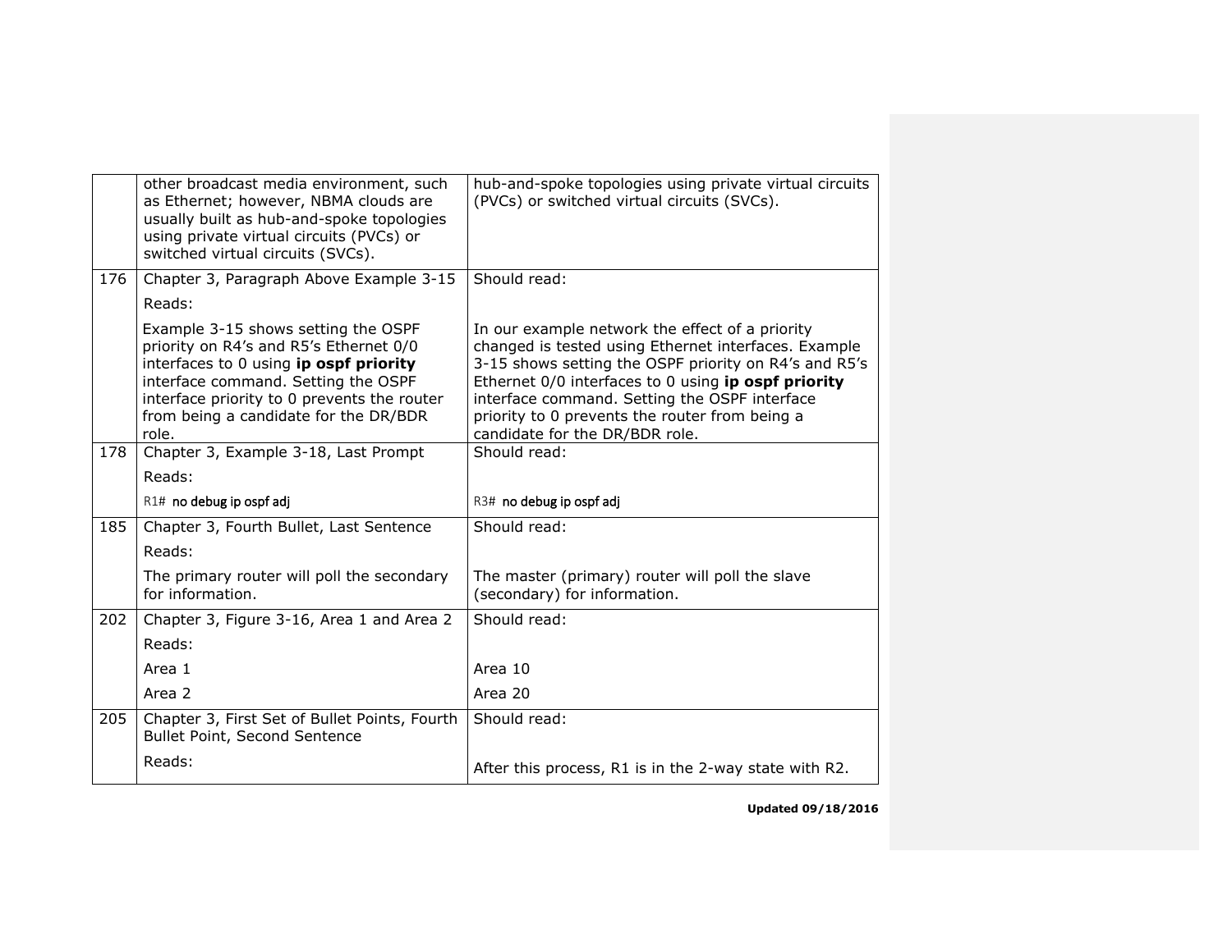| | | |
|---|---|---|
| | other broadcast media environment, such as Ethernet; however, NBMA clouds are usually built as hub-and-spoke topologies using private virtual circuits (PVCs) or switched virtual circuits (SVCs). | hub-and-spoke topologies using private virtual circuits (PVCs) or switched virtual circuits (SVCs). |
| 176 | Chapter 3, Paragraph Above Example 3-15<br><br>Reads:<br><br>Example 3-15 shows setting the OSPF priority on R4's and R5's Ethernet 0/0 interfaces to 0 using **ip ospf priority** interface command. Setting the OSPF interface priority to 0 prevents the router from being a candidate for the DR/BDR role. | Should read:<br><br>In our example network the effect of a priority changed is tested using Ethernet interfaces. Example 3-15 shows setting the OSPF priority on R4's and R5's Ethernet 0/0 interfaces to 0 using **ip ospf priority** interface command. Setting the OSPF interface priority to 0 prevents the router from being a candidate for the DR/BDR role. |
| 178 | Chapter 3, Example 3-18, Last Prompt<br><br>Reads:<br><br>R1# **no debug ip ospf adj** | Should read:<br><br>R3# **no debug ip ospf adj** |
| 185 | Chapter 3, Fourth Bullet, Last Sentence<br><br>Reads:<br><br>The primary router will poll the secondary for information. | Should read:<br><br>The master (primary) router will poll the slave (secondary) for information. |
| 202 | Chapter 3, Figure 3-16, Area 1 and Area 2<br><br>Reads:<br><br>Area 1<br><br>Area 2 | Should read:<br><br>Area 10<br><br>Area 20 |
| 205 | Chapter 3, First Set of Bullet Points, Fourth Bullet Point, Second Sentence<br><br>Reads: | Should read:<br><br>After this process, R1 is in the 2-way state with R2. |

**Updated 09/18/2016**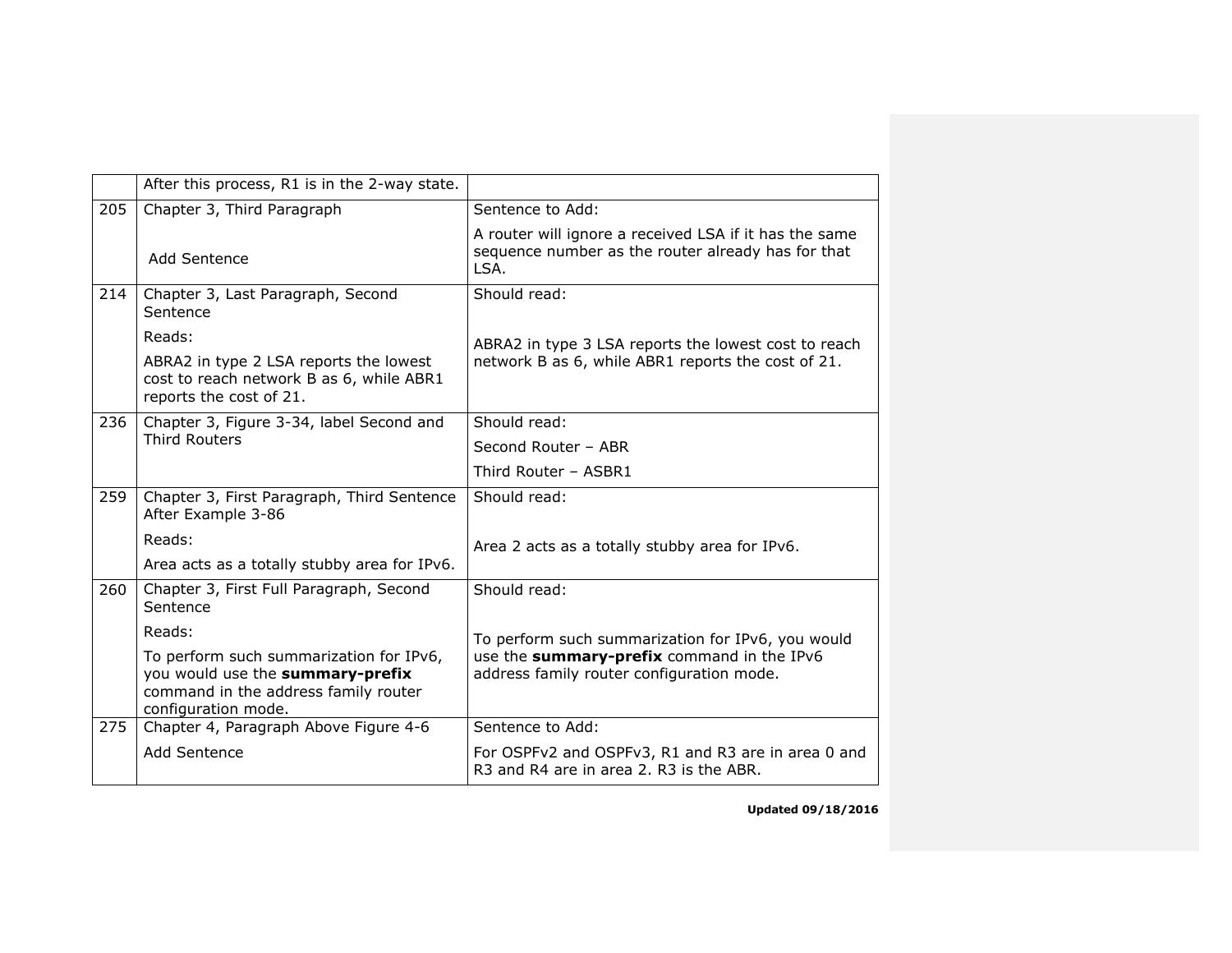| | | |
|---|---|---|
| | After this process, R1 is in the 2-way state. | |
| 205 | Chapter 3, Third Paragraph<br><br>Add Sentence | Sentence to Add:<br><br>A router will ignore a received LSA if it has the same sequence number as the router already has for that LSA. |
| 214 | Chapter 3, Last Paragraph, Second Sentence<br><br>Reads:<br><br>ABRA2 in type 2 LSA reports the lowest cost to reach network B as 6, while ABR1 reports the cost of 21. | Should read:<br><br>ABRA2 in type 3 LSA reports the lowest cost to reach network B as 6, while ABR1 reports the cost of 21. |
| 236 | Chapter 3, Figure 3-34, label Second and Third Routers | Should read:<br><br>Second Router – ABR<br><br>Third Router – ASBR1 |
| 259 | Chapter 3, First Paragraph, Third Sentence After Example 3-86<br><br>Reads:<br><br>Area acts as a totally stubby area for IPv6. | Should read:<br><br>Area 2 acts as a totally stubby area for IPv6. |
| 260 | Chapter 3, First Full Paragraph, Second Sentence<br><br>Reads:<br><br>To perform such summarization for IPv6, you would use the **summary-prefix** command in the address family router configuration mode. | Should read:<br><br>To perform such summarization for IPv6, you would use the **summary-prefix** command in the IPv6 address family router configuration mode. |
| 275 | Chapter 4, Paragraph Above Figure 4-6<br><br>Add Sentence | Sentence to Add:<br><br>For OSPFv2 and OSPFv3, R1 and R3 are in area 0 and R3 and R4 are in area 2. R3 is the ABR. |

**Updated 09/18/2016**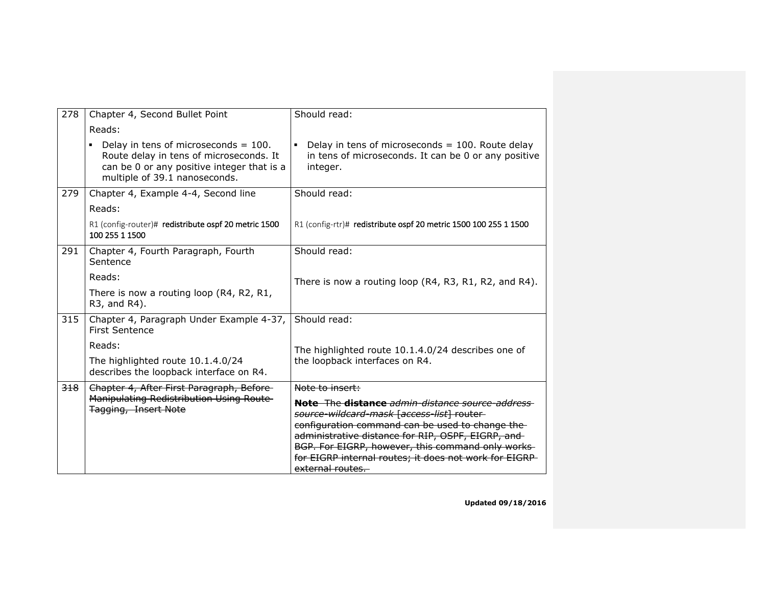| 278 | Chapter 4, Second Bullet Point<br>Reads:<br>▪ Delay in tens of microseconds = 100. Route delay in tens of microseconds. It can be 0 or any positive integer that is a multiple of 39.1 nanoseconds. | Should read:<br>▪ Delay in tens of microseconds = 100. Route delay in tens of microseconds. It can be 0 or any positive integer. |
|---|---|---|
| 279 | Chapter 4, Example 4-4, Second line<br>Reads:<br>R1 (config-router)# **redistribute ospf 20 metric 1500 100 255 1 1500** | Should read:<br>R1 (config-rtr)# **redistribute ospf 20 metric 1500 100 255 1 1500** |
| 291 | Chapter 4, Fourth Paragraph, Fourth Sentence<br>Reads:<br>There is now a routing loop (R4, R2, R1, R3, and R4). | Should read:<br>There is now a routing loop (R4, R3, R1, R2, and R4). |
| 315 | Chapter 4, Paragraph Under Example 4-37, First Sentence<br>Reads:<br>The highlighted route 10.1.4.0/24 describes the loopback interface on R4. | Should read:<br>The highlighted route 10.1.4.0/24 describes one of the loopback interfaces on R4. |
| ~~318~~ | ~~Chapter 4, After First Paragraph, Before Manipulating Redistribution Using Route Tagging, Insert Note~~ | ~~Note to insert:~~<br>~~**Note** The **distance** *admin-distance source-address source-wildcard-mask* [*access-list*] router configuration command can be used to change the administrative distance for RIP, OSPF, EIGRP, and BGP. For EIGRP, however, this command only works for EIGRP internal routes; it does not work for EIGRP external routes.~~ |

**Updated 09/18/2016**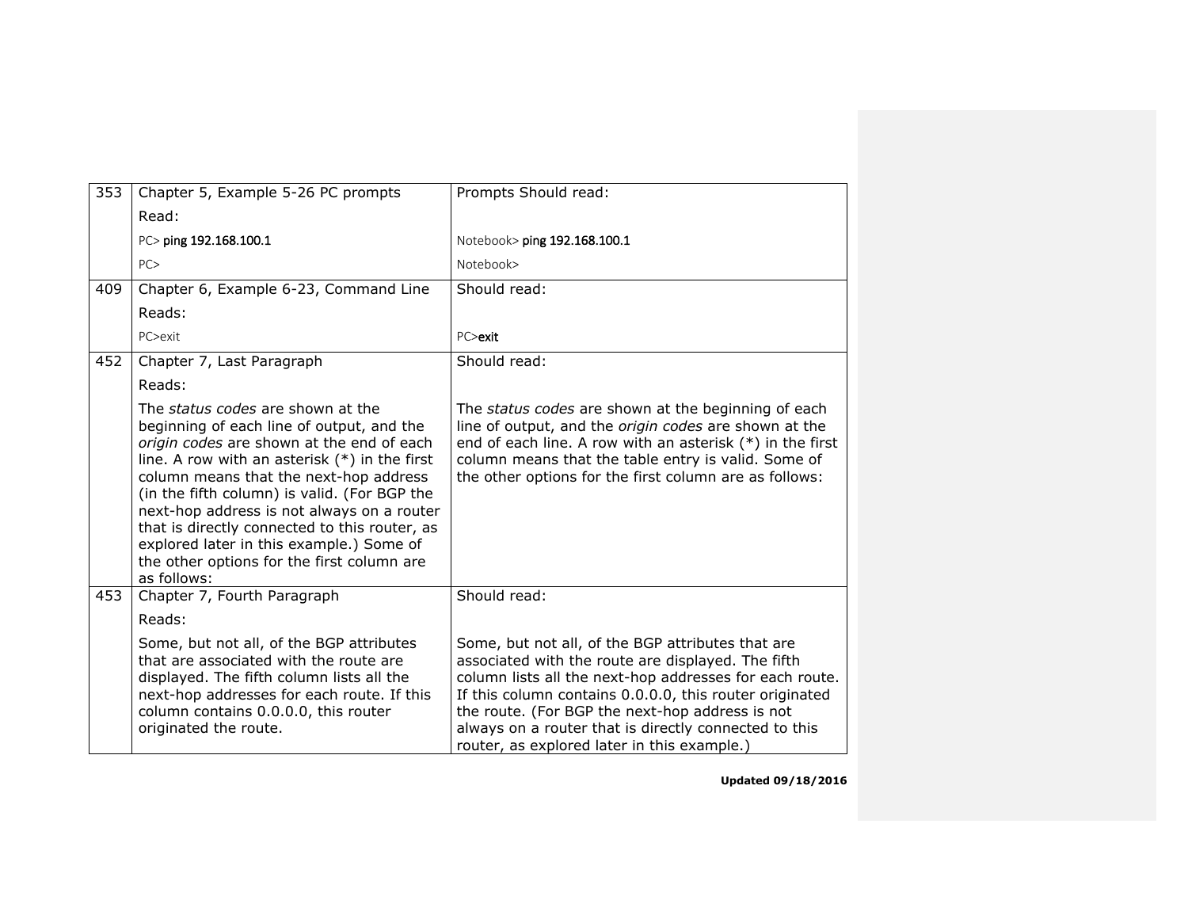| | | |
|---|---|---|
| 353 | Chapter 5, Example 5-26 PC prompts<br>Read:<br>PC> **ping 192.168.100.1**<br>PC> | Prompts Should read:<br><br>Notebook> **ping 192.168.100.1**<br>Notebook> |
| 409 | Chapter 6, Example 6-23, Command Line<br>Reads:<br>PC>exit | Should read:<br><br>PC>**exit** |
| 452 | Chapter 7, Last Paragraph<br>Reads:<br>The *status codes* are shown at the beginning of each line of output, and the *origin codes* are shown at the end of each line. A row with an asterisk (*) in the first column means that the next-hop address (in the fifth column) is valid. (For BGP the next-hop address is not always on a router that is directly connected to this router, as explored later in this example.) Some of the other options for the first column are as follows: | Should read:<br><br>The *status codes* are shown at the beginning of each line of output, and the *origin codes* are shown at the end of each line. A row with an asterisk (*) in the first column means that the table entry is valid. Some of the other options for the first column are as follows: |
| 453 | Chapter 7, Fourth Paragraph<br>Reads:<br>Some, but not all, of the BGP attributes that are associated with the route are displayed. The fifth column lists all the next-hop addresses for each route. If this column contains 0.0.0.0, this router originated the route. | Should read:<br><br>Some, but not all, of the BGP attributes that are associated with the route are displayed. The fifth column lists all the next-hop addresses for each route. If this column contains 0.0.0.0, this router originated the route. (For BGP the next-hop address is not always on a router that is directly connected to this router, as explored later in this example.) |

**Updated 09/18/2016**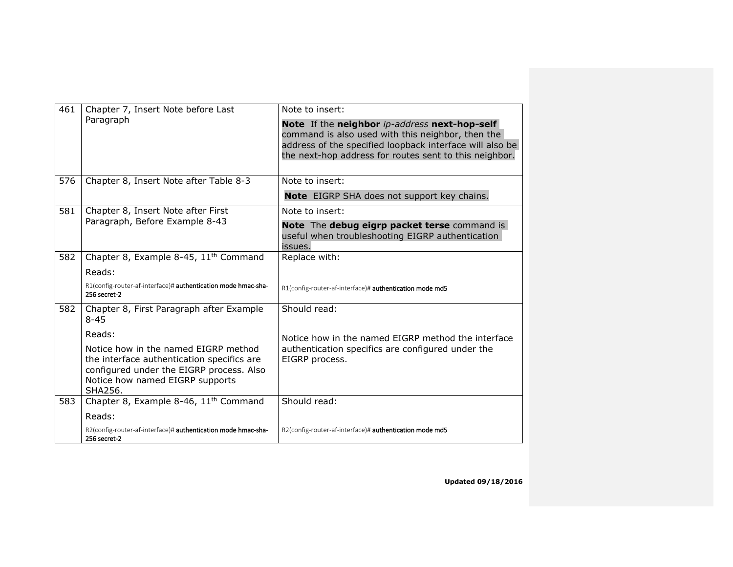| | | |
|---|---|---|
| 461 | Chapter 7, Insert Note before Last Paragraph | Note to insert:<br><br>**Note** If the **neighbor** *ip-address* **next-hop-self** command is also used with this neighbor, then the address of the specified loopback interface will also be the next-hop address for routes sent to this neighbor. |
| 576 | Chapter 8, Insert Note after Table 8-3 | Note to insert:<br><br>**Note** EIGRP SHA does not support key chains. |
| 581 | Chapter 8, Insert Note after First Paragraph, Before Example 8-43 | Note to insert:<br><br>**Note** The **debug eigrp packet terse** command is useful when troubleshooting EIGRP authentication issues. |
| 582 | Chapter 8, Example 8-45, 11th Command<br><br>Reads:<br><br>R1(config-router-af-interface)# **authentication mode hmac-sha-256 secret-2** | Replace with:<br><br>R1(config-router-af-interface)# **authentication mode md5** |
| 582 | Chapter 8, First Paragraph after Example 8-45<br><br>Reads:<br><br>Notice how in the named EIGRP method the interface authentication specifics are configured under the EIGRP process. Also Notice how named EIGRP supports SHA256. | Should read:<br><br>Notice how in the named EIGRP method the interface authentication specifics are configured under the EIGRP process. |
| 583 | Chapter 8, Example 8-46, 11th Command<br><br>Reads:<br><br>R2(config-router-af-interface)# **authentication mode hmac-sha-256 secret-2** | Should read:<br><br>R2(config-router-af-interface)# **authentication mode md5** |

**Updated 09/18/2016**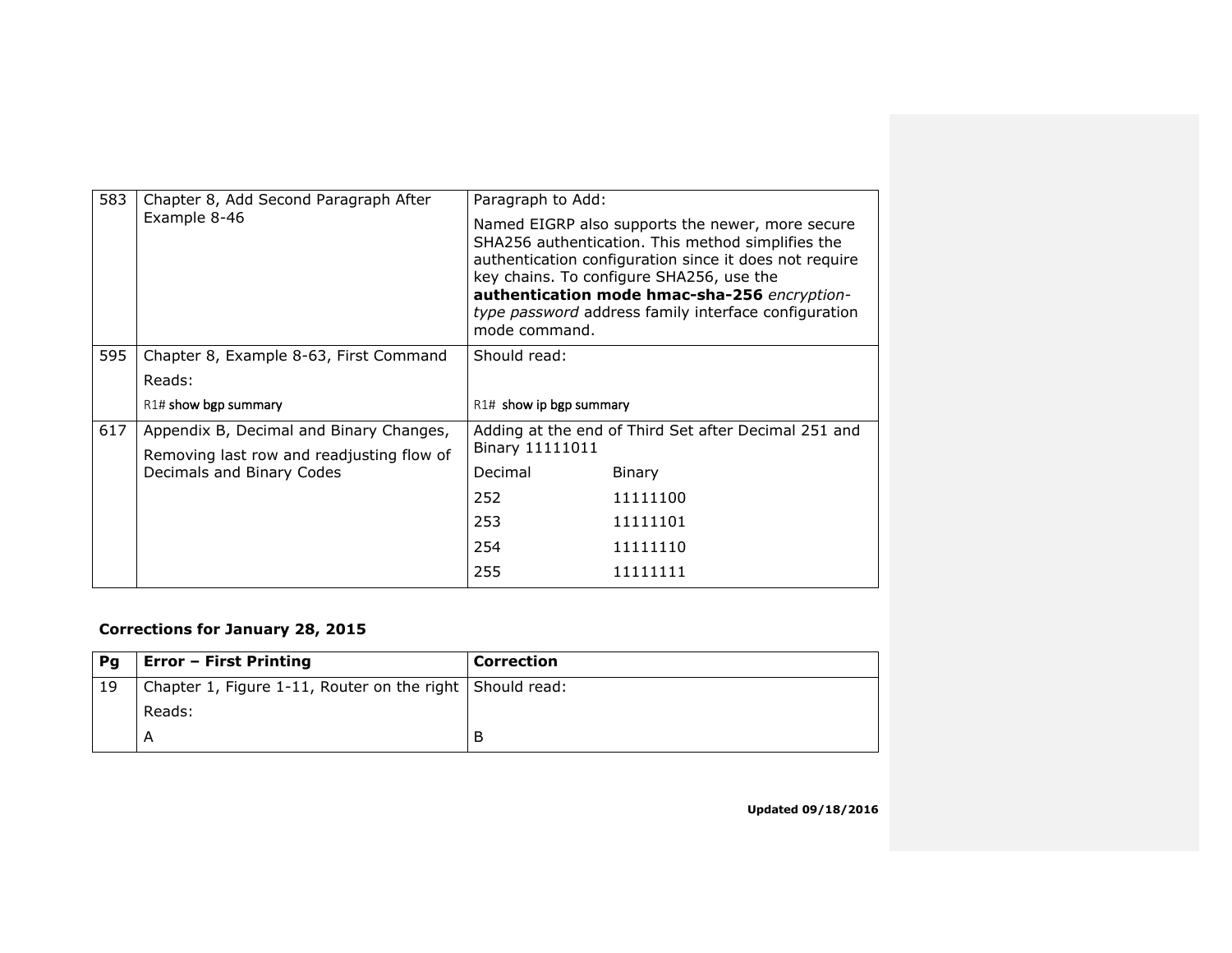| | | |
|---|---|---|
| 583 | Chapter 8, Add Second Paragraph After Example 8-46 | Paragraph to Add:<br><br>Named EIGRP also supports the newer, more secure SHA256 authentication. This method simplifies the authentication configuration since it does not require key chains. To configure SHA256, use the **authentication mode hmac-sha-256** *encryption-type password* address family interface configuration mode command. |
| 595 | Chapter 8, Example 8-63, First Command<br><br>Reads:<br><br>R1# show bgp summary | Should read:<br><br>R1# show ip bgp summary |
| 617 | Appendix B, Decimal and Binary Changes,<br><br>Removing last row and readjusting flow of Decimals and Binary Codes | Adding at the end of Third Set after Decimal 251 and Binary 11111011<br><br>Decimal Binary<br>252 11111100<br>253 11111101<br>254 11111110<br>255 11111111 |

**Corrections for January 28, 2015**

| Pg | Error – First Printing | Correction |
|---|---|---|
| 19 | Chapter 1, Figure 1-11, Router on the right<br><br>Reads:<br><br>A | Should read:<br><br>B |

**Updated 09/18/2016**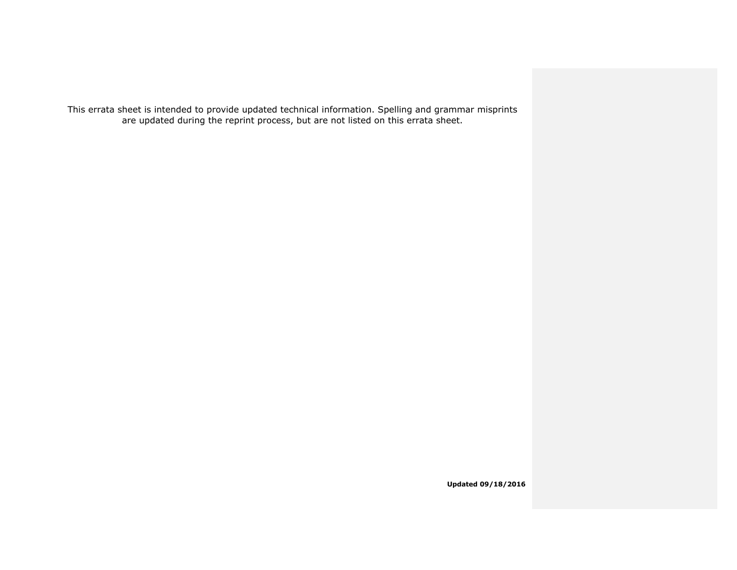This errata sheet is intended to provide updated technical information. Spelling and grammar misprints are updated during the reprint process, but are not listed on this errata sheet.

**Updated 09/18/2016**